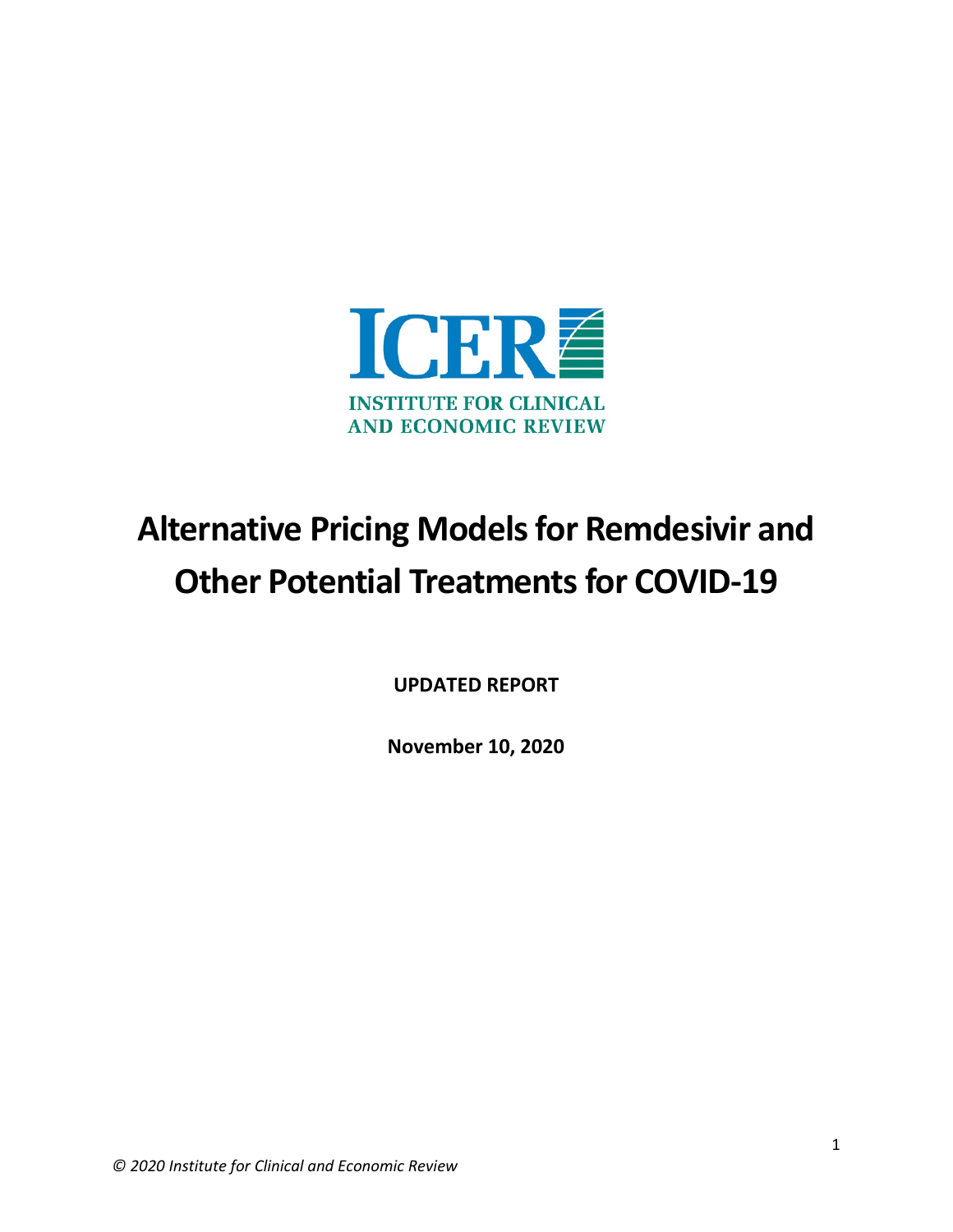ICER

INSTITUTE FOR CLINICAL
AND ECONOMIC REVIEW

# Alternative Pricing Models for Remdesivir and Other Potential Treatments for COVID-19

**UPDATED REPORT**

**November 10, 2020**

*© 2020 Institute for Clinical and Economic Review*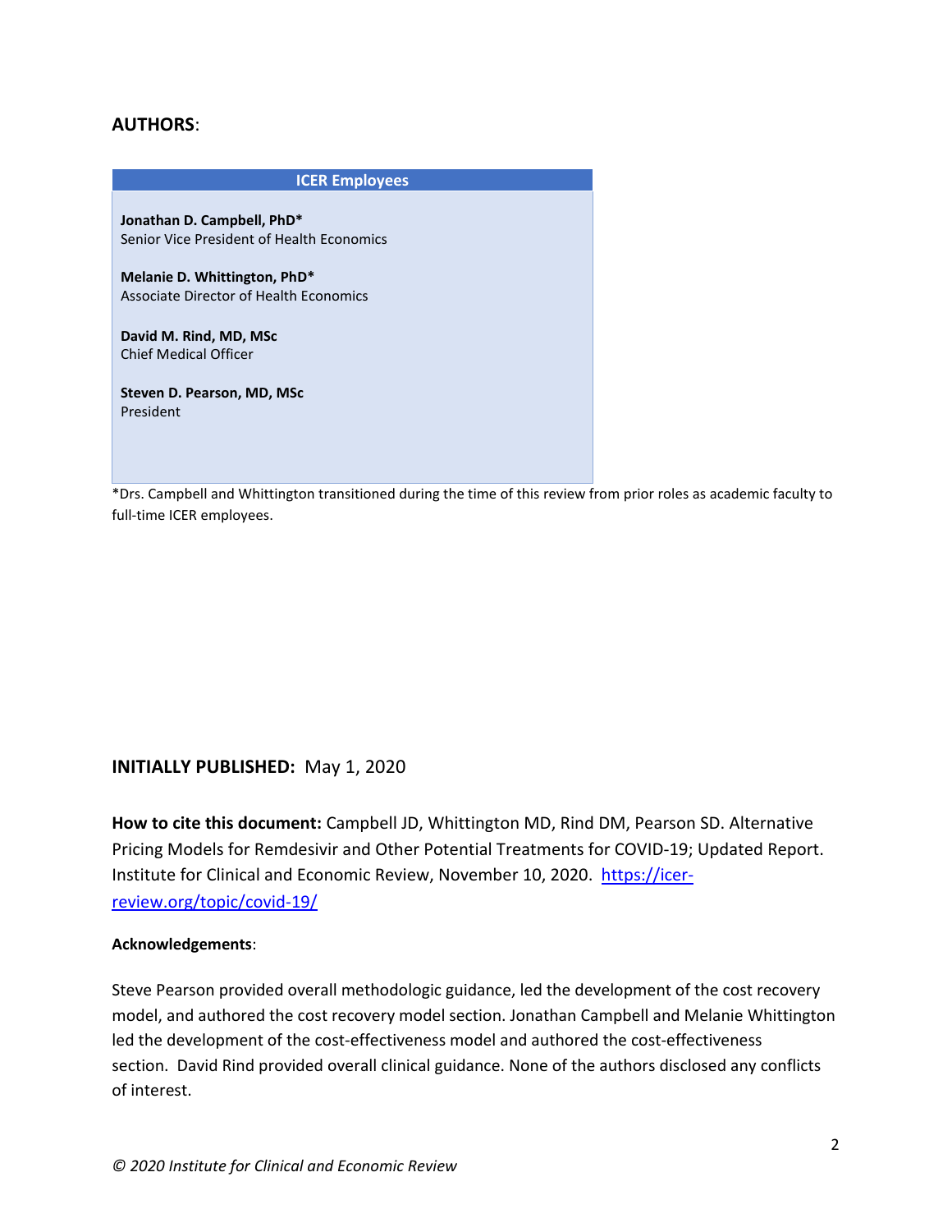**AUTHORS**:

**ICER Employees**

**Jonathan D. Campbell, PhD***
Senior Vice President of Health Economics

**Melanie D. Whittington, PhD***
Associate Director of Health Economics

**David M. Rind, MD, MSc**
Chief Medical Officer

**Steven D. Pearson, MD, MSc**
President

*Drs. Campbell and Whittington transitioned during the time of this review from prior roles as academic faculty to full-time ICER employees.

**INITIALLY PUBLISHED:** May 1, 2020

**How to cite this document:** Campbell JD, Whittington MD, Rind DM, Pearson SD. Alternative Pricing Models for Remdesivir and Other Potential Treatments for COVID-19; Updated Report. Institute for Clinical and Economic Review, November 10, 2020. https://icer-review.org/topic/covid-19/

**Acknowledgements**:

Steve Pearson provided overall methodologic guidance, led the development of the cost recovery model, and authored the cost recovery model section. Jonathan Campbell and Melanie Whittington led the development of the cost-effectiveness model and authored the cost-effectiveness section. David Rind provided overall clinical guidance. None of the authors disclosed any conflicts of interest.

*© 2020 Institute for Clinical and Economic Review*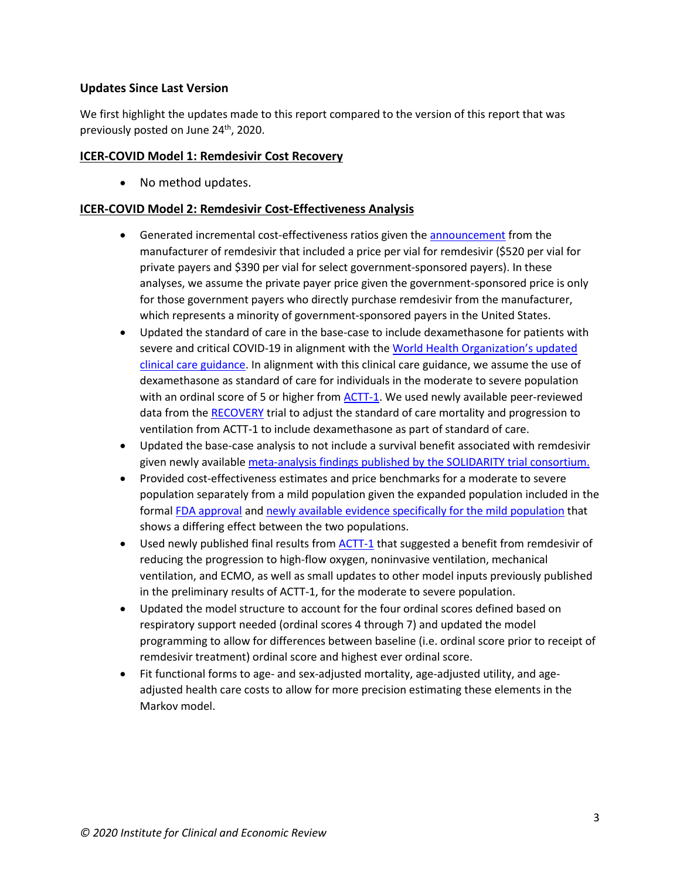### Updates Since Last Version

We first highlight the updates made to this report compared to the version of this report that was previously posted on June 24th, 2020.

**ICER-COVID Model 1: Remdesivir Cost Recovery**

- No method updates.

**ICER-COVID Model 2: Remdesivir Cost-Effectiveness Analysis**

- Generated incremental cost-effectiveness ratios given the announcement from the manufacturer of remdesivir that included a price per vial for remdesivir ($520 per vial for private payers and $390 per vial for select government-sponsored payers). In these analyses, we assume the private payer price given the government-sponsored price is only for those government payers who directly purchase remdesivir from the manufacturer, which represents a minority of government-sponsored payers in the United States.
- Updated the standard of care in the base-case to include dexamethasone for patients with severe and critical COVID-19 in alignment with the World Health Organization's updated clinical care guidance. In alignment with this clinical care guidance, we assume the use of dexamethasone as standard of care for individuals in the moderate to severe population with an ordinal score of 5 or higher from ACTT-1. We used newly available peer-reviewed data from the RECOVERY trial to adjust the standard of care mortality and progression to ventilation from ACTT-1 to include dexamethasone as part of standard of care.
- Updated the base-case analysis to not include a survival benefit associated with remdesivir given newly available meta-analysis findings published by the SOLIDARITY trial consortium.
- Provided cost-effectiveness estimates and price benchmarks for a moderate to severe population separately from a mild population given the expanded population included in the formal FDA approval and newly available evidence specifically for the mild population that shows a differing effect between the two populations.
- Used newly published final results from ACTT-1 that suggested a benefit from remdesivir of reducing the progression to high-flow oxygen, noninvasive ventilation, mechanical ventilation, and ECMO, as well as small updates to other model inputs previously published in the preliminary results of ACTT-1, for the moderate to severe population.
- Updated the model structure to account for the four ordinal scores defined based on respiratory support needed (ordinal scores 4 through 7) and updated the model programming to allow for differences between baseline (i.e. ordinal score prior to receipt of remdesivir treatment) ordinal score and highest ever ordinal score.
- Fit functional forms to age- and sex-adjusted mortality, age-adjusted utility, and age-adjusted health care costs to allow for more precision estimating these elements in the Markov model.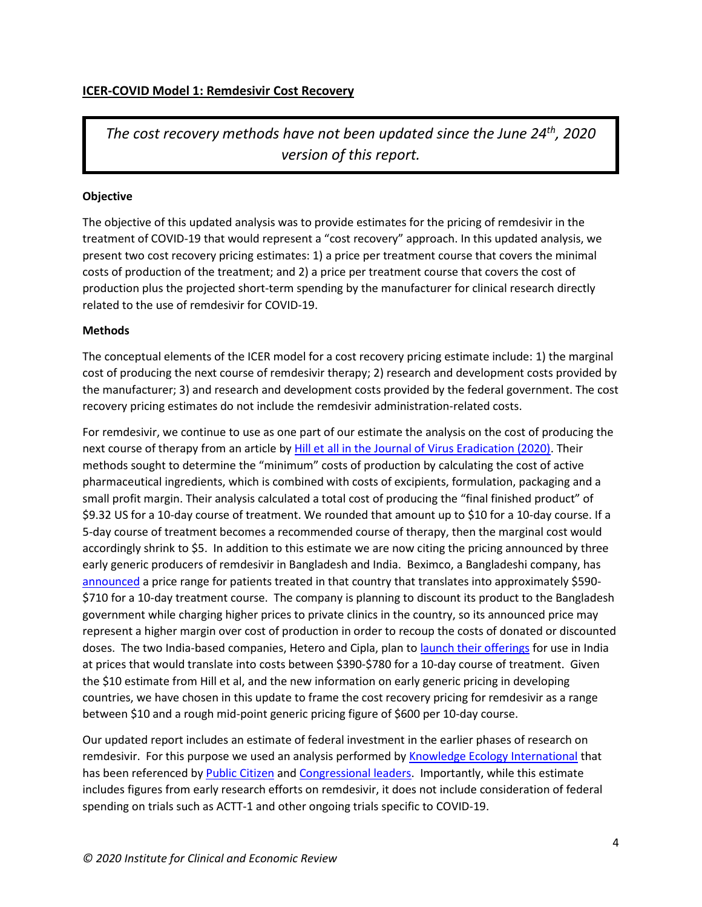**ICER-COVID Model 1: Remdesivir Cost Recovery**

*The cost recovery methods have not been updated since the June 24th, 2020 version of this report.*

**Objective**

The objective of this updated analysis was to provide estimates for the pricing of remdesivir in the treatment of COVID-19 that would represent a "cost recovery" approach. In this updated analysis, we present two cost recovery pricing estimates: 1) a price per treatment course that covers the minimal costs of production of the treatment; and 2) a price per treatment course that covers the cost of production plus the projected short-term spending by the manufacturer for clinical research directly related to the use of remdesivir for COVID-19.

**Methods**

The conceptual elements of the ICER model for a cost recovery pricing estimate include: 1) the marginal cost of producing the next course of remdesivir therapy; 2) research and development costs provided by the manufacturer; 3) and research and development costs provided by the federal government. The cost recovery pricing estimates do not include the remdesivir administration-related costs.

For remdesivir, we continue to use as one part of our estimate the analysis on the cost of producing the next course of therapy from an article by Hill et all in the Journal of Virus Eradication (2020). Their methods sought to determine the "minimum" costs of production by calculating the cost of active pharmaceutical ingredients, which is combined with costs of excipients, formulation, packaging and a small profit margin. Their analysis calculated a total cost of producing the "final finished product" of $9.32 US for a 10-day course of treatment. We rounded that amount up to $10 for a 10-day course. If a 5-day course of treatment becomes a recommended course of therapy, then the marginal cost would accordingly shrink to $5. In addition to this estimate we are now citing the pricing announced by three early generic producers of remdesivir in Bangladesh and India. Beximco, a Bangladeshi company, has announced a price range for patients treated in that country that translates into approximately $590-$710 for a 10-day treatment course. The company is planning to discount its product to the Bangladesh government while charging higher prices to private clinics in the country, so its announced price may represent a higher margin over cost of production in order to recoup the costs of donated or discounted doses. The two India-based companies, Hetero and Cipla, plan to launch their offerings for use in India at prices that would translate into costs between $390-$780 for a 10-day course of treatment. Given the $10 estimate from Hill et al, and the new information on early generic pricing in developing countries, we have chosen in this update to frame the cost recovery pricing for remdesivir as a range between $10 and a rough mid-point generic pricing figure of $600 per 10-day course.

Our updated report includes an estimate of federal investment in the earlier phases of research on remdesivir. For this purpose we used an analysis performed by Knowledge Ecology International that has been referenced by Public Citizen and Congressional leaders. Importantly, while this estimate includes figures from early research efforts on remdesivir, it does not include consideration of federal spending on trials such as ACTT-1 and other ongoing trials specific to COVID-19.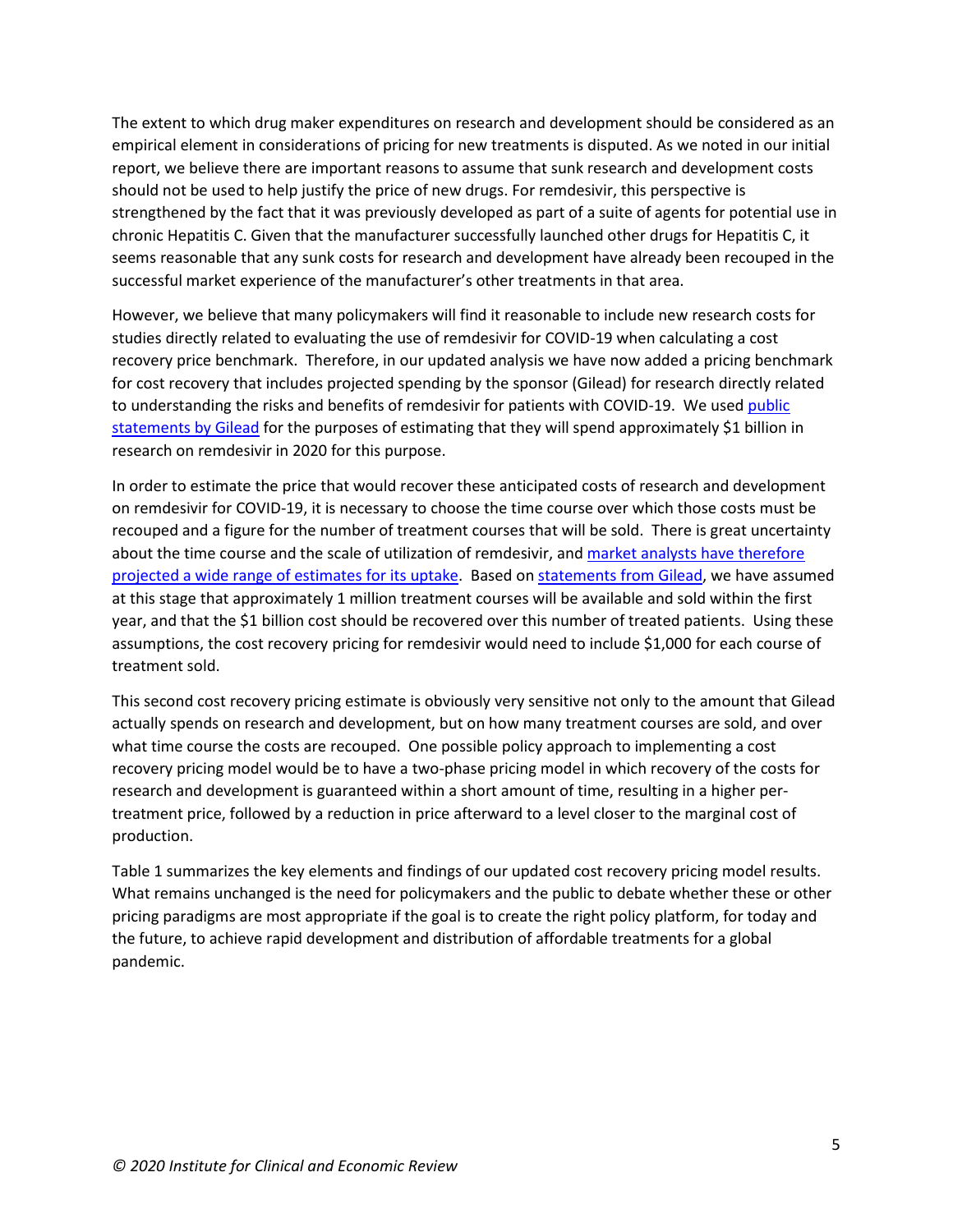The extent to which drug maker expenditures on research and development should be considered as an empirical element in considerations of pricing for new treatments is disputed. As we noted in our initial report, we believe there are important reasons to assume that sunk research and development costs should not be used to help justify the price of new drugs. For remdesivir, this perspective is strengthened by the fact that it was previously developed as part of a suite of agents for potential use in chronic Hepatitis C. Given that the manufacturer successfully launched other drugs for Hepatitis C, it seems reasonable that any sunk costs for research and development have already been recouped in the successful market experience of the manufacturer's other treatments in that area.

However, we believe that many policymakers will find it reasonable to include new research costs for studies directly related to evaluating the use of remdesivir for COVID-19 when calculating a cost recovery price benchmark. Therefore, in our updated analysis we have now added a pricing benchmark for cost recovery that includes projected spending by the sponsor (Gilead) for research directly related to understanding the risks and benefits of remdesivir for patients with COVID-19. We used public statements by Gilead for the purposes of estimating that they will spend approximately $1 billion in research on remdesivir in 2020 for this purpose.

In order to estimate the price that would recover these anticipated costs of research and development on remdesivir for COVID-19, it is necessary to choose the time course over which those costs must be recouped and a figure for the number of treatment courses that will be sold. There is great uncertainty about the time course and the scale of utilization of remdesivir, and market analysts have therefore projected a wide range of estimates for its uptake. Based on statements from Gilead, we have assumed at this stage that approximately 1 million treatment courses will be available and sold within the first year, and that the $1 billion cost should be recovered over this number of treated patients. Using these assumptions, the cost recovery pricing for remdesivir would need to include $1,000 for each course of treatment sold.

This second cost recovery pricing estimate is obviously very sensitive not only to the amount that Gilead actually spends on research and development, but on how many treatment courses are sold, and over what time course the costs are recouped. One possible policy approach to implementing a cost recovery pricing model would be to have a two-phase pricing model in which recovery of the costs for research and development is guaranteed within a short amount of time, resulting in a higher per-treatment price, followed by a reduction in price afterward to a level closer to the marginal cost of production.

Table 1 summarizes the key elements and findings of our updated cost recovery pricing model results. What remains unchanged is the need for policymakers and the public to debate whether these or other pricing paradigms are most appropriate if the goal is to create the right policy platform, for today and the future, to achieve rapid development and distribution of affordable treatments for a global pandemic.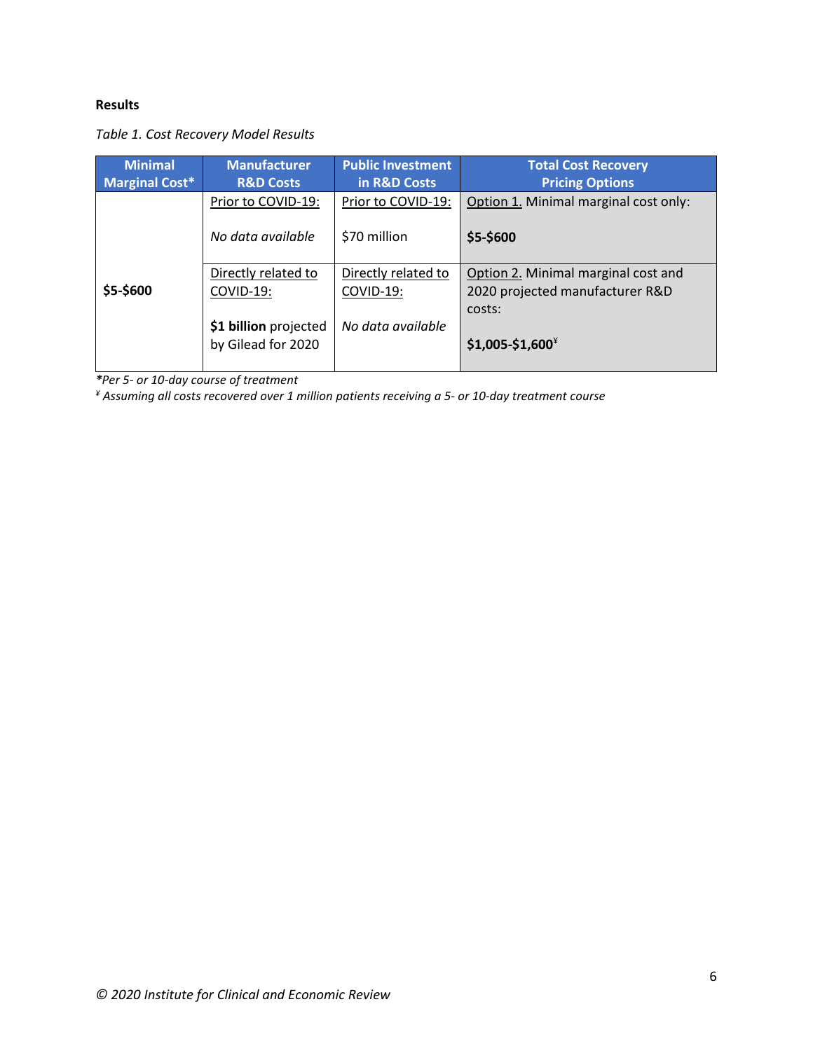**Results**

*Table 1. Cost Recovery Model Results*

| Minimal Marginal Cost* | Manufacturer R&D Costs | Public Investment in R&D Costs | Total Cost Recovery Pricing Options |
|---|---|---|---|
| **$5-$600** | Prior to COVID-19: *No data available* | Prior to COVID-19: $70 million | Option 1. Minimal marginal cost only: **$5-$600** |
| | Directly related to COVID-19: **$1 billion** projected by Gilead for 2020 | Directly related to COVID-19: *No data available* | Option 2. Minimal marginal cost and 2020 projected manufacturer R&D costs: **$1,005-$1,600**[¥] |

****Per 5- or 10-day course of treatment*

*¥ Assuming all costs recovered over 1 million patients receiving a 5- or 10-day treatment course*

*© 2020 Institute for Clinical and Economic Review*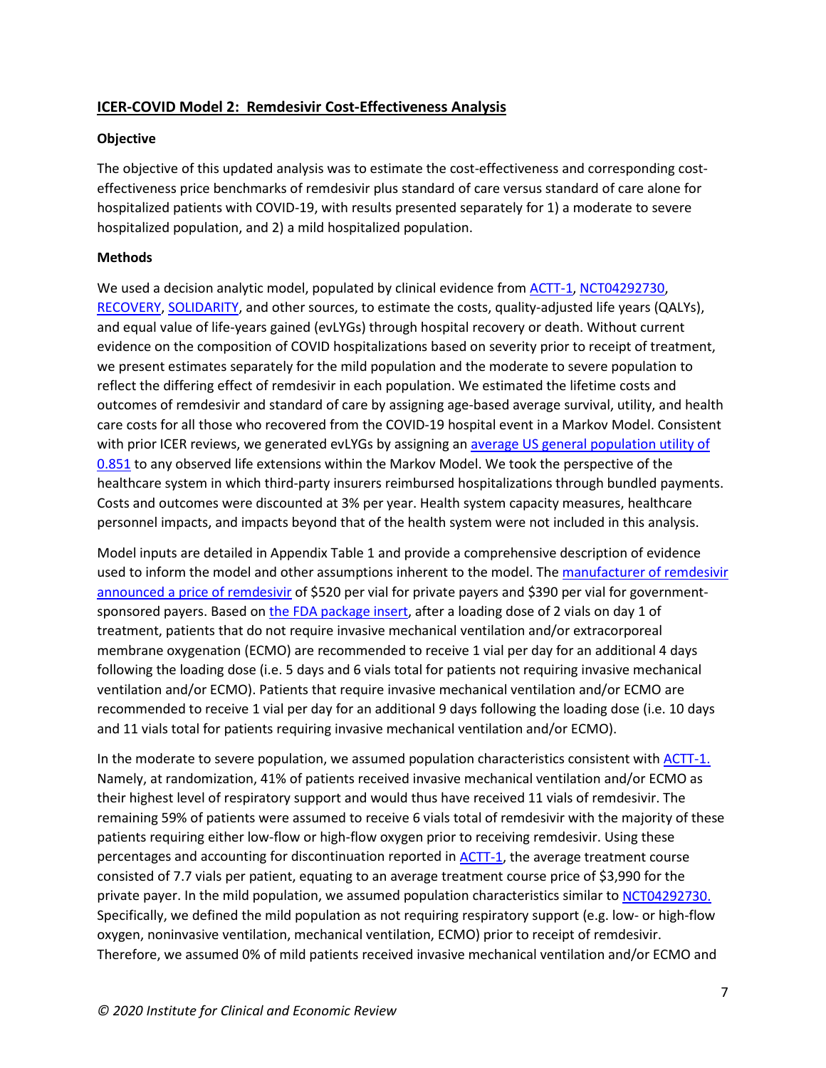## ICER-COVID Model 2: Remdesivir Cost-Effectiveness Analysis

### Objective

The objective of this updated analysis was to estimate the cost-effectiveness and corresponding cost-effectiveness price benchmarks of remdesivir plus standard of care versus standard of care alone for hospitalized patients with COVID-19, with results presented separately for 1) a moderate to severe hospitalized population, and 2) a mild hospitalized population.

### Methods

We used a decision analytic model, populated by clinical evidence from ACTT-1, NCT04292730, RECOVERY, SOLIDARITY, and other sources, to estimate the costs, quality-adjusted life years (QALYs), and equal value of life-years gained (evLYGs) through hospital recovery or death. Without current evidence on the composition of COVID hospitalizations based on severity prior to receipt of treatment, we present estimates separately for the mild population and the moderate to severe population to reflect the differing effect of remdesivir in each population. We estimated the lifetime costs and outcomes of remdesivir and standard of care by assigning age-based average survival, utility, and health care costs for all those who recovered from the COVID-19 hospital event in a Markov Model. Consistent with prior ICER reviews, we generated evLYGs by assigning an average US general population utility of 0.851 to any observed life extensions within the Markov Model. We took the perspective of the healthcare system in which third-party insurers reimbursed hospitalizations through bundled payments. Costs and outcomes were discounted at 3% per year. Health system capacity measures, healthcare personnel impacts, and impacts beyond that of the health system were not included in this analysis.

Model inputs are detailed in Appendix Table 1 and provide a comprehensive description of evidence used to inform the model and other assumptions inherent to the model. The manufacturer of remdesivir announced a price of remdesivir of $520 per vial for private payers and $390 per vial for government-sponsored payers. Based on the FDA package insert, after a loading dose of 2 vials on day 1 of treatment, patients that do not require invasive mechanical ventilation and/or extracorporeal membrane oxygenation (ECMO) are recommended to receive 1 vial per day for an additional 4 days following the loading dose (i.e. 5 days and 6 vials total for patients not requiring invasive mechanical ventilation and/or ECMO). Patients that require invasive mechanical ventilation and/or ECMO are recommended to receive 1 vial per day for an additional 9 days following the loading dose (i.e. 10 days and 11 vials total for patients requiring invasive mechanical ventilation and/or ECMO).

In the moderate to severe population, we assumed population characteristics consistent with ACTT-1. Namely, at randomization, 41% of patients received invasive mechanical ventilation and/or ECMO as their highest level of respiratory support and would thus have received 11 vials of remdesivir. The remaining 59% of patients were assumed to receive 6 vials total of remdesivir with the majority of these patients requiring either low-flow or high-flow oxygen prior to receiving remdesivir. Using these percentages and accounting for discontinuation reported in ACTT-1, the average treatment course consisted of 7.7 vials per patient, equating to an average treatment course price of $3,990 for the private payer. In the mild population, we assumed population characteristics similar to NCT04292730. Specifically, we defined the mild population as not requiring respiratory support (e.g. low- or high-flow oxygen, noninvasive ventilation, mechanical ventilation, ECMO) prior to receipt of remdesivir. Therefore, we assumed 0% of mild patients received invasive mechanical ventilation and/or ECMO and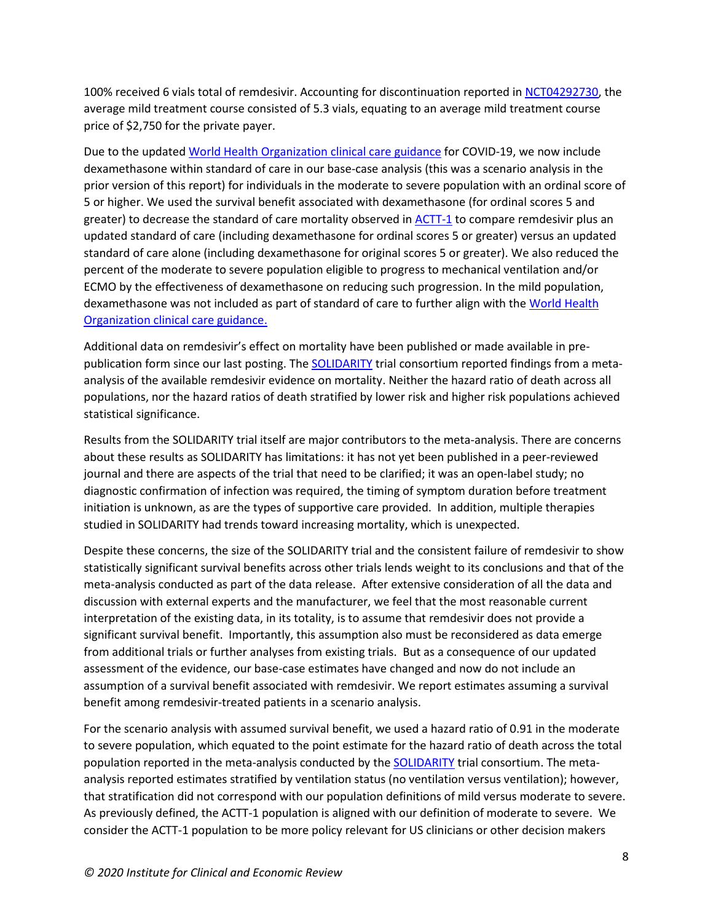100% received 6 vials total of remdesivir. Accounting for discontinuation reported in NCT04292730, the average mild treatment course consisted of 5.3 vials, equating to an average mild treatment course price of $2,750 for the private payer.

Due to the updated World Health Organization clinical care guidance for COVID-19, we now include dexamethasone within standard of care in our base-case analysis (this was a scenario analysis in the prior version of this report) for individuals in the moderate to severe population with an ordinal score of 5 or higher. We used the survival benefit associated with dexamethasone (for ordinal scores 5 and greater) to decrease the standard of care mortality observed in ACTT-1 to compare remdesivir plus an updated standard of care (including dexamethasone for ordinal scores 5 or greater) versus an updated standard of care alone (including dexamethasone for original scores 5 or greater). We also reduced the percent of the moderate to severe population eligible to progress to mechanical ventilation and/or ECMO by the effectiveness of dexamethasone on reducing such progression. In the mild population, dexamethasone was not included as part of standard of care to further align with the World Health Organization clinical care guidance.

Additional data on remdesivir's effect on mortality have been published or made available in pre-publication form since our last posting. The SOLIDARITY trial consortium reported findings from a meta-analysis of the available remdesivir evidence on mortality. Neither the hazard ratio of death across all populations, nor the hazard ratios of death stratified by lower risk and higher risk populations achieved statistical significance.

Results from the SOLIDARITY trial itself are major contributors to the meta-analysis. There are concerns about these results as SOLIDARITY has limitations: it has not yet been published in a peer-reviewed journal and there are aspects of the trial that need to be clarified; it was an open-label study; no diagnostic confirmation of infection was required, the timing of symptom duration before treatment initiation is unknown, as are the types of supportive care provided. In addition, multiple therapies studied in SOLIDARITY had trends toward increasing mortality, which is unexpected.

Despite these concerns, the size of the SOLIDARITY trial and the consistent failure of remdesivir to show statistically significant survival benefits across other trials lends weight to its conclusions and that of the meta-analysis conducted as part of the data release. After extensive consideration of all the data and discussion with external experts and the manufacturer, we feel that the most reasonable current interpretation of the existing data, in its totality, is to assume that remdesivir does not provide a significant survival benefit. Importantly, this assumption also must be reconsidered as data emerge from additional trials or further analyses from existing trials. But as a consequence of our updated assessment of the evidence, our base-case estimates have changed and now do not include an assumption of a survival benefit associated with remdesivir. We report estimates assuming a survival benefit among remdesivir-treated patients in a scenario analysis.

For the scenario analysis with assumed survival benefit, we used a hazard ratio of 0.91 in the moderate to severe population, which equated to the point estimate for the hazard ratio of death across the total population reported in the meta-analysis conducted by the SOLIDARITY trial consortium. The meta-analysis reported estimates stratified by ventilation status (no ventilation versus ventilation); however, that stratification did not correspond with our population definitions of mild versus moderate to severe. As previously defined, the ACTT-1 population is aligned with our definition of moderate to severe. We consider the ACTT-1 population to be more policy relevant for US clinicians or other decision makers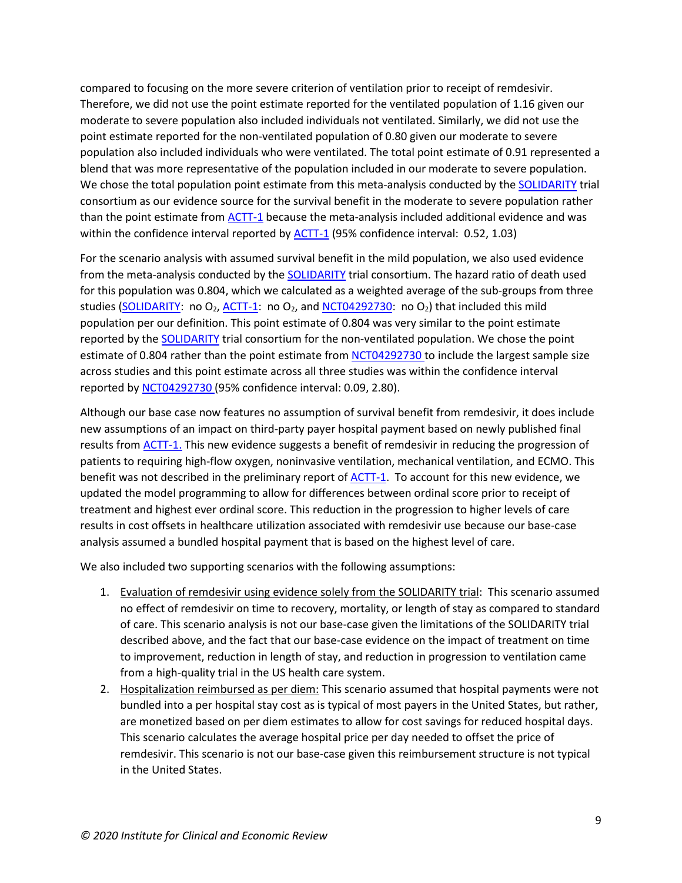compared to focusing on the more severe criterion of ventilation prior to receipt of remdesivir. Therefore, we did not use the point estimate reported for the ventilated population of 1.16 given our moderate to severe population also included individuals not ventilated. Similarly, we did not use the point estimate reported for the non-ventilated population of 0.80 given our moderate to severe population also included individuals who were ventilated. The total point estimate of 0.91 represented a blend that was more representative of the population included in our moderate to severe population. We chose the total population point estimate from this meta-analysis conducted by the SOLIDARITY trial consortium as our evidence source for the survival benefit in the moderate to severe population rather than the point estimate from ACTT-1 because the meta-analysis included additional evidence and was within the confidence interval reported by ACTT-1 (95% confidence interval: 0.52, 1.03)

For the scenario analysis with assumed survival benefit in the mild population, we also used evidence from the meta-analysis conducted by the SOLIDARITY trial consortium. The hazard ratio of death used for this population was 0.804, which we calculated as a weighted average of the sub-groups from three studies (SOLIDARITY: no $O_2$, ACTT-1: no $O_2$, and NCT04292730: no $O_2$) that included this mild population per our definition. This point estimate of 0.804 was very similar to the point estimate reported by the SOLIDARITY trial consortium for the non-ventilated population. We chose the point estimate of 0.804 rather than the point estimate from NCT04292730 to include the largest sample size across studies and this point estimate across all three studies was within the confidence interval reported by NCT04292730 (95% confidence interval: 0.09, 2.80).

Although our base case now features no assumption of survival benefit from remdesivir, it does include new assumptions of an impact on third-party payer hospital payment based on newly published final results from ACTT-1. This new evidence suggests a benefit of remdesivir in reducing the progression of patients to requiring high-flow oxygen, noninvasive ventilation, mechanical ventilation, and ECMO. This benefit was not described in the preliminary report of ACTT-1. To account for this new evidence, we updated the model programming to allow for differences between ordinal score prior to receipt of treatment and highest ever ordinal score. This reduction in the progression to higher levels of care results in cost offsets in healthcare utilization associated with remdesivir use because our base-case analysis assumed a bundled hospital payment that is based on the highest level of care.

We also included two supporting scenarios with the following assumptions:

1. Evaluation of remdesivir using evidence solely from the SOLIDARITY trial: This scenario assumed no effect of remdesivir on time to recovery, mortality, or length of stay as compared to standard of care. This scenario analysis is not our base-case given the limitations of the SOLIDARITY trial described above, and the fact that our base-case evidence on the impact of treatment on time to improvement, reduction in length of stay, and reduction in progression to ventilation came from a high-quality trial in the US health care system.
2. Hospitalization reimbursed as per diem: This scenario assumed that hospital payments were not bundled into a per hospital stay cost as is typical of most payers in the United States, but rather, are monetized based on per diem estimates to allow for cost savings for reduced hospital days. This scenario calculates the average hospital price per day needed to offset the price of remdesivir. This scenario is not our base-case given this reimbursement structure is not typical in the United States.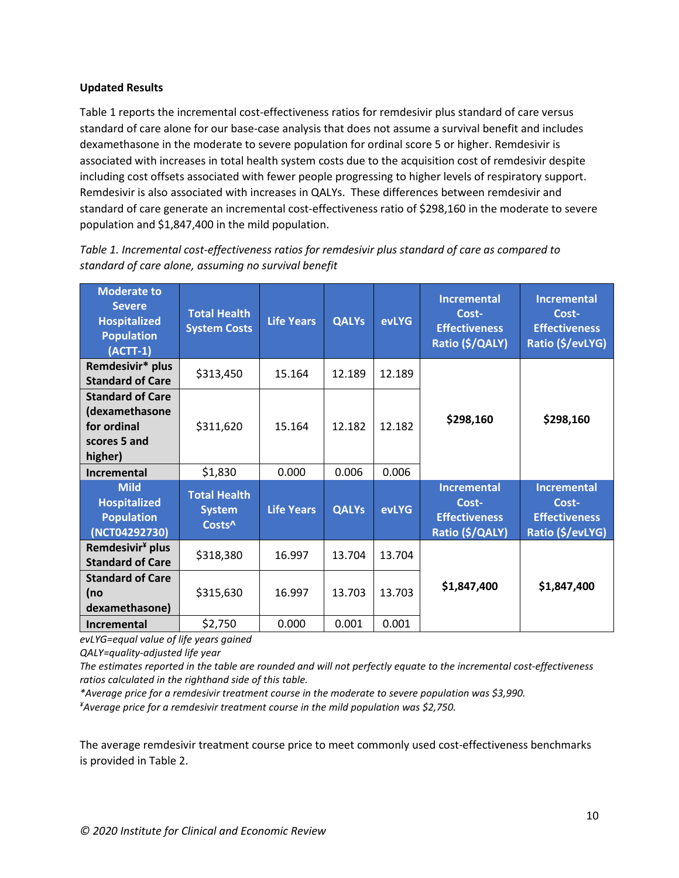**Updated Results**

Table 1 reports the incremental cost-effectiveness ratios for remdesivir plus standard of care versus standard of care alone for our base-case analysis that does not assume a survival benefit and includes dexamethasone in the moderate to severe population for ordinal score 5 or higher. Remdesivir is associated with increases in total health system costs due to the acquisition cost of remdesivir despite including cost offsets associated with fewer people progressing to higher levels of respiratory support. Remdesivir is also associated with increases in QALYs. These differences between remdesivir and standard of care generate an incremental cost-effectiveness ratio of $298,160 in the moderate to severe population and $1,847,400 in the mild population.

*Table 1. Incremental cost-effectiveness ratios for remdesivir plus standard of care as compared to standard of care alone, assuming no survival benefit*

| Moderate to Severe Hospitalized Population (ACTT-1) | Total Health System Costs | Life Years | QALYs | evLYG | Incremental Cost-Effectiveness Ratio ($/QALY) | Incremental Cost-Effectiveness Ratio ($/evLYG) |
|---|---|---|---|---|---|---|
| **Remdesivir* plus Standard of Care** | $313,450 | 15.164 | 12.189 | 12.189 | **$298,160** | **$298,160** |
| **Standard of Care (dexamethasone for ordinal scores 5 and higher)** | $311,620 | 15.164 | 12.182 | 12.182 | | |
| **Incremental** | $1,830 | 0.000 | 0.006 | 0.006 | | |
| **Mild Hospitalized Population (NCT04292730)** | **Total Health System Costs^** | **Life Years** | **QALYs** | **evLYG** | **Incremental Cost-Effectiveness Ratio ($/QALY)** | **Incremental Cost-Effectiveness Ratio ($/evLYG)** |
| **Remdesivir¥ plus Standard of Care** | $318,380 | 16.997 | 13.704 | 13.704 | **$1,847,400** | **$1,847,400** |
| **Standard of Care (no dexamethasone)** | $315,630 | 16.997 | 13.703 | 13.703 | | |
| **Incremental** | $2,750 | 0.000 | 0.001 | 0.001 | | |

*evLYG=equal value of life years gained*

*QALY=quality-adjusted life year*

*The estimates reported in the table are rounded and will not perfectly equate to the incremental cost-effectiveness ratios calculated in the righthand side of this table.*

*\*Average price for a remdesivir treatment course in the moderate to severe population was $3,990.*

*¥Average price for a remdesivir treatment course in the mild population was $2,750.*

The average remdesivir treatment course price to meet commonly used cost-effectiveness benchmarks is provided in Table 2.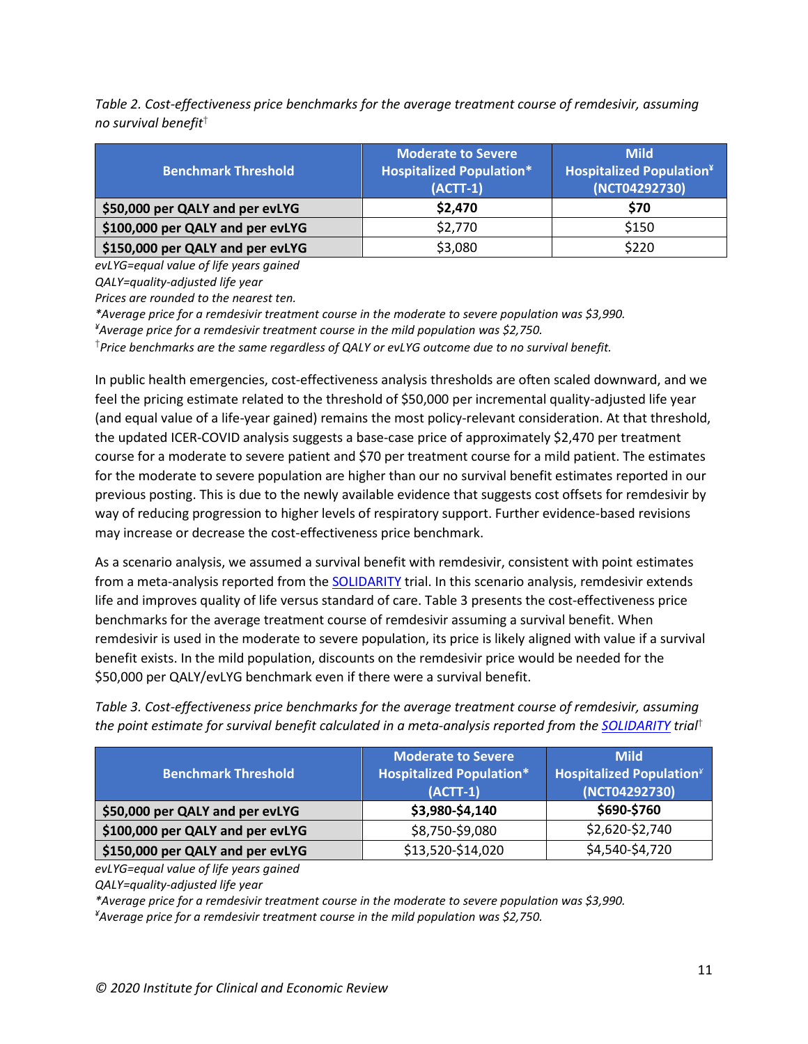*Table 2. Cost-effectiveness price benchmarks for the average treatment course of remdesivir, assuming no survival benefit*†

| Benchmark Threshold | Moderate to Severe Hospitalized Population* (ACTT-1) | Mild Hospitalized Population¥ (NCT04292730) |
|---|---|---|
| **$50,000 per QALY and per evLYG** | **$2,470** | **$70** |
| **$100,000 per QALY and per evLYG** | $2,770 | $150 |
| **$150,000 per QALY and per evLYG** | $3,080 | $220 |

*evLYG=equal value of life years gained*
*QALY=quality-adjusted life year*
*Prices are rounded to the nearest ten.*
**Average price for a remdesivir treatment course in the moderate to severe population was $3,990.*
*¥Average price for a remdesivir treatment course in the mild population was $2,750.*
*†Price benchmarks are the same regardless of QALY or evLYG outcome due to no survival benefit.*

In public health emergencies, cost-effectiveness analysis thresholds are often scaled downward, and we feel the pricing estimate related to the threshold of $50,000 per incremental quality-adjusted life year (and equal value of a life-year gained) remains the most policy-relevant consideration. At that threshold, the updated ICER-COVID analysis suggests a base-case price of approximately $2,470 per treatment course for a moderate to severe patient and $70 per treatment course for a mild patient. The estimates for the moderate to severe population are higher than our no survival benefit estimates reported in our previous posting. This is due to the newly available evidence that suggests cost offsets for remdesivir by way of reducing progression to higher levels of respiratory support. Further evidence-based revisions may increase or decrease the cost-effectiveness price benchmark.

As a scenario analysis, we assumed a survival benefit with remdesivir, consistent with point estimates from a meta-analysis reported from the SOLIDARITY trial. In this scenario analysis, remdesivir extends life and improves quality of life versus standard of care. Table 3 presents the cost-effectiveness price benchmarks for the average treatment course of remdesivir assuming a survival benefit. When remdesivir is used in the moderate to severe population, its price is likely aligned with value if a survival benefit exists. In the mild population, discounts on the remdesivir price would be needed for the $50,000 per QALY/evLYG benchmark even if there were a survival benefit.

*Table 3. Cost-effectiveness price benchmarks for the average treatment course of remdesivir, assuming the point estimate for survival benefit calculated in a meta-analysis reported from the SOLIDARITY trial*†

| Benchmark Threshold | Moderate to Severe Hospitalized Population* (ACTT-1) | Mild Hospitalized Population¥ (NCT04292730) |
|---|---|---|
| **$50,000 per QALY and per evLYG** | **$3,980-$4,140** | **$690-$760** |
| **$100,000 per QALY and per evLYG** | $8,750-$9,080 | $2,620-$2,740 |
| **$150,000 per QALY and per evLYG** | $13,520-$14,020 | $4,540-$4,720 |

*evLYG=equal value of life years gained*
*QALY=quality-adjusted life year*
**Average price for a remdesivir treatment course in the moderate to severe population was $3,990.*
*¥Average price for a remdesivir treatment course in the mild population was $2,750.*

*© 2020 Institute for Clinical and Economic Review*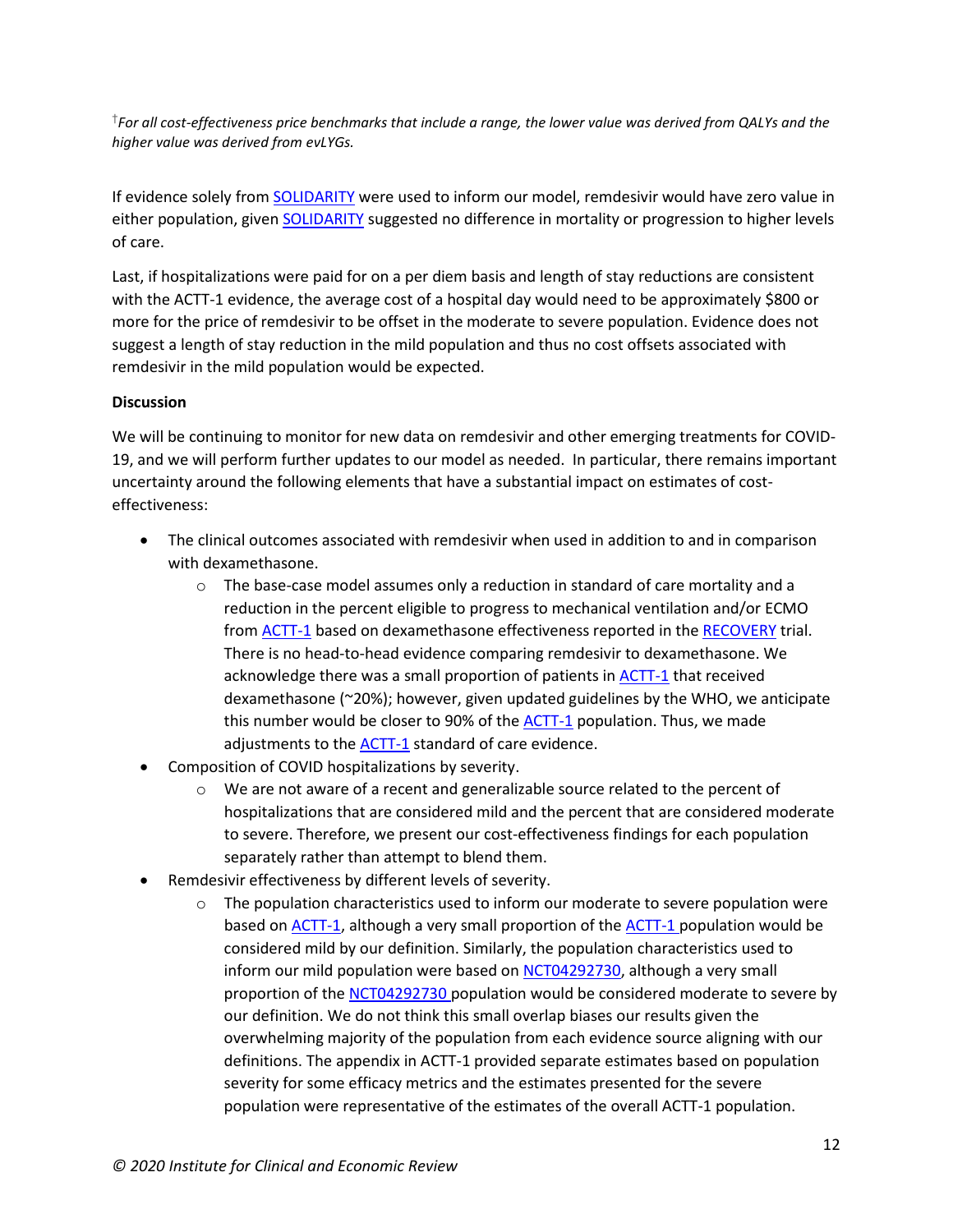[†] *For all cost-effectiveness price benchmarks that include a range, the lower value was derived from QALYs and the higher value was derived from evLYGs.*

If evidence solely from SOLIDARITY were used to inform our model, remdesivir would have zero value in either population, given SOLIDARITY suggested no difference in mortality or progression to higher levels of care.

Last, if hospitalizations were paid for on a per diem basis and length of stay reductions are consistent with the ACTT-1 evidence, the average cost of a hospital day would need to be approximately $800 or more for the price of remdesivir to be offset in the moderate to severe population. Evidence does not suggest a length of stay reduction in the mild population and thus no cost offsets associated with remdesivir in the mild population would be expected.

**Discussion**

We will be continuing to monitor for new data on remdesivir and other emerging treatments for COVID-19, and we will perform further updates to our model as needed. In particular, there remains important uncertainty around the following elements that have a substantial impact on estimates of cost-effectiveness:

- The clinical outcomes associated with remdesivir when used in addition to and in comparison with dexamethasone.
    - The base-case model assumes only a reduction in standard of care mortality and a reduction in the percent eligible to progress to mechanical ventilation and/or ECMO from ACTT-1 based on dexamethasone effectiveness reported in the RECOVERY trial. There is no head-to-head evidence comparing remdesivir to dexamethasone. We acknowledge there was a small proportion of patients in ACTT-1 that received dexamethasone (~20%); however, given updated guidelines by the WHO, we anticipate this number would be closer to 90% of the ACTT-1 population. Thus, we made adjustments to the ACTT-1 standard of care evidence.
- Composition of COVID hospitalizations by severity.
    - We are not aware of a recent and generalizable source related to the percent of hospitalizations that are considered mild and the percent that are considered moderate to severe. Therefore, we present our cost-effectiveness findings for each population separately rather than attempt to blend them.
- Remdesivir effectiveness by different levels of severity.
    - The population characteristics used to inform our moderate to severe population were based on ACTT-1, although a very small proportion of the ACTT-1 population would be considered mild by our definition. Similarly, the population characteristics used to inform our mild population were based on NCT04292730, although a very small proportion of the NCT04292730 population would be considered moderate to severe by our definition. We do not think this small overlap biases our results given the overwhelming majority of the population from each evidence source aligning with our definitions. The appendix in ACTT-1 provided separate estimates based on population severity for some efficacy metrics and the estimates presented for the severe population were representative of the estimates of the overall ACTT-1 population.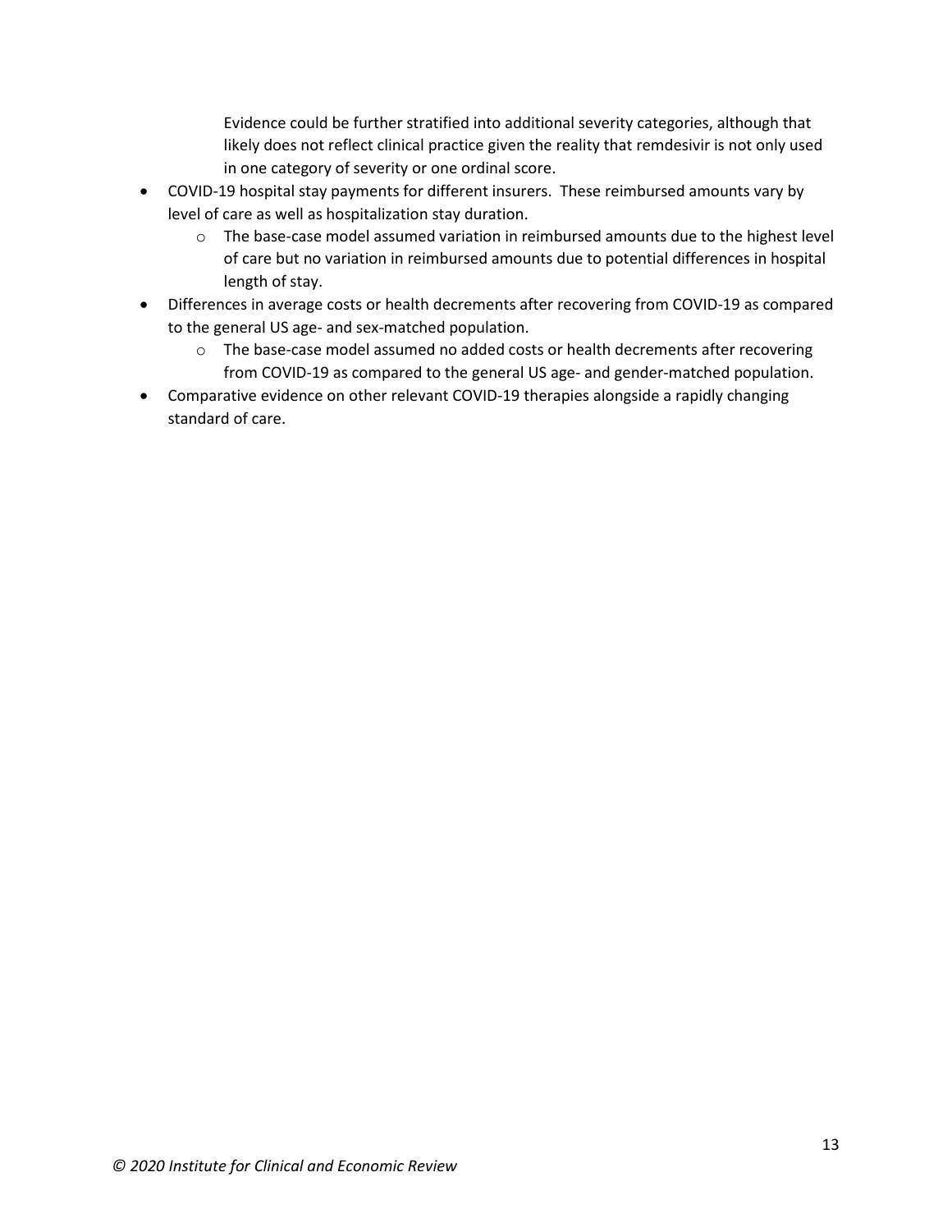Evidence could be further stratified into additional severity categories, although that likely does not reflect clinical practice given the reality that remdesivir is not only used in one category of severity or one ordinal score.

- COVID-19 hospital stay payments for different insurers. These reimbursed amounts vary by level of care as well as hospitalization stay duration.
  - The base-case model assumed variation in reimbursed amounts due to the highest level of care but no variation in reimbursed amounts due to potential differences in hospital length of stay.
- Differences in average costs or health decrements after recovering from COVID-19 as compared to the general US age- and sex-matched population.
  - The base-case model assumed no added costs or health decrements after recovering from COVID-19 as compared to the general US age- and gender-matched population.
- Comparative evidence on other relevant COVID-19 therapies alongside a rapidly changing standard of care.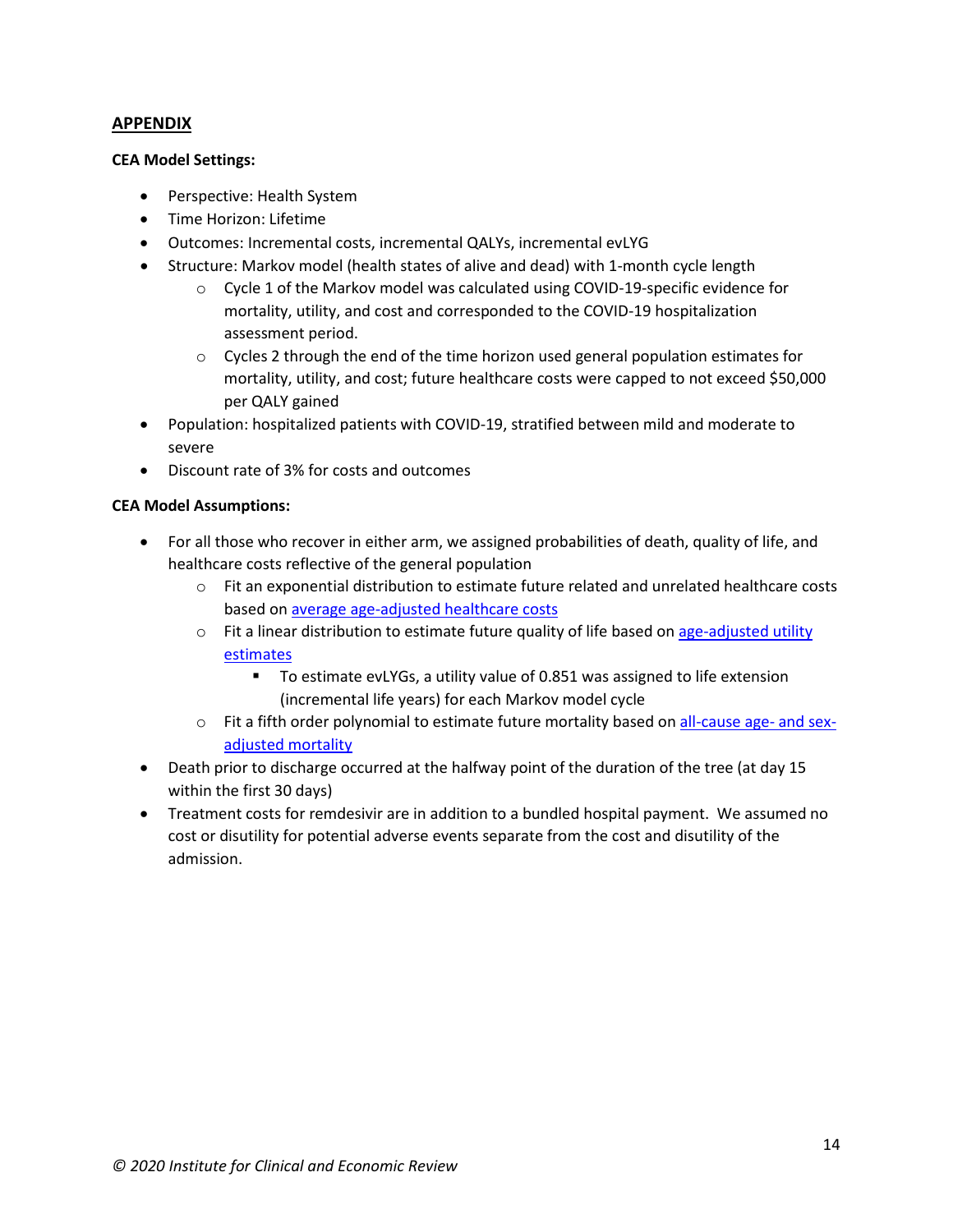## APPENDIX

**CEA Model Settings:**

- Perspective: Health System
- Time Horizon: Lifetime
- Outcomes: Incremental costs, incremental QALYs, incremental evLYG
- Structure: Markov model (health states of alive and dead) with 1-month cycle length
  - Cycle 1 of the Markov model was calculated using COVID-19-specific evidence for mortality, utility, and cost and corresponded to the COVID-19 hospitalization assessment period.
  - Cycles 2 through the end of the time horizon used general population estimates for mortality, utility, and cost; future healthcare costs were capped to not exceed $50,000 per QALY gained
- Population: hospitalized patients with COVID-19, stratified between mild and moderate to severe
- Discount rate of 3% for costs and outcomes

**CEA Model Assumptions:**

- For all those who recover in either arm, we assigned probabilities of death, quality of life, and healthcare costs reflective of the general population
  - Fit an exponential distribution to estimate future related and unrelated healthcare costs based on average age-adjusted healthcare costs
  - Fit a linear distribution to estimate future quality of life based on age-adjusted utility estimates
    - To estimate evLYGs, a utility value of 0.851 was assigned to life extension (incremental life years) for each Markov model cycle
  - Fit a fifth order polynomial to estimate future mortality based on all-cause age- and sex-adjusted mortality
- Death prior to discharge occurred at the halfway point of the duration of the tree (at day 15 within the first 30 days)
- Treatment costs for remdesivir are in addition to a bundled hospital payment. We assumed no cost or disutility for potential adverse events separate from the cost and disutility of the admission.

*© 2020 Institute for Clinical and Economic Review*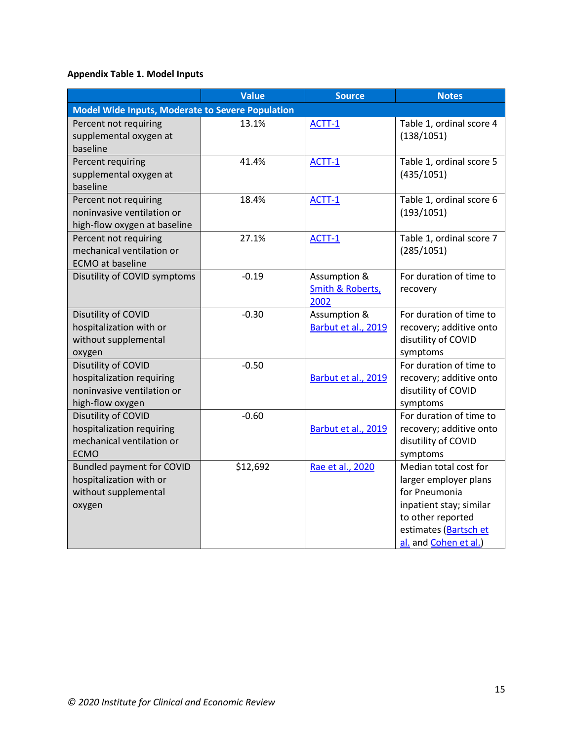**Appendix Table 1. Model Inputs**

| | Value | Source | Notes |
|---|---|---|---|
| **Model Wide Inputs, Moderate to Severe Population** | | | |
| Percent not requiring supplemental oxygen at baseline | 13.1% | ACTT-1 | Table 1, ordinal score 4 (138/1051) |
| Percent requiring supplemental oxygen at baseline | 41.4% | ACTT-1 | Table 1, ordinal score 5 (435/1051) |
| Percent not requiring noninvasive ventilation or high-flow oxygen at baseline | 18.4% | ACTT-1 | Table 1, ordinal score 6 (193/1051) |
| Percent not requiring mechanical ventilation or ECMO at baseline | 27.1% | ACTT-1 | Table 1, ordinal score 7 (285/1051) |
| Disutility of COVID symptoms | -0.19 | Assumption & Smith & Roberts, 2002 | For duration of time to recovery |
| Disutility of COVID hospitalization with or without supplemental oxygen | -0.30 | Assumption & Barbut et al., 2019 | For duration of time to recovery; additive onto disutility of COVID symptoms |
| Disutility of COVID hospitalization requiring noninvasive ventilation or high-flow oxygen | -0.50 | Barbut et al., 2019 | For duration of time to recovery; additive onto disutility of COVID symptoms |
| Disutility of COVID hospitalization requiring mechanical ventilation or ECMO | -0.60 | Barbut et al., 2019 | For duration of time to recovery; additive onto disutility of COVID symptoms |
| Bundled payment for COVID hospitalization with or without supplemental oxygen | $12,692 | Rae et al., 2020 | Median total cost for larger employer plans for Pneumonia inpatient stay; similar to other reported estimates (Bartsch et al. and Cohen et al.) |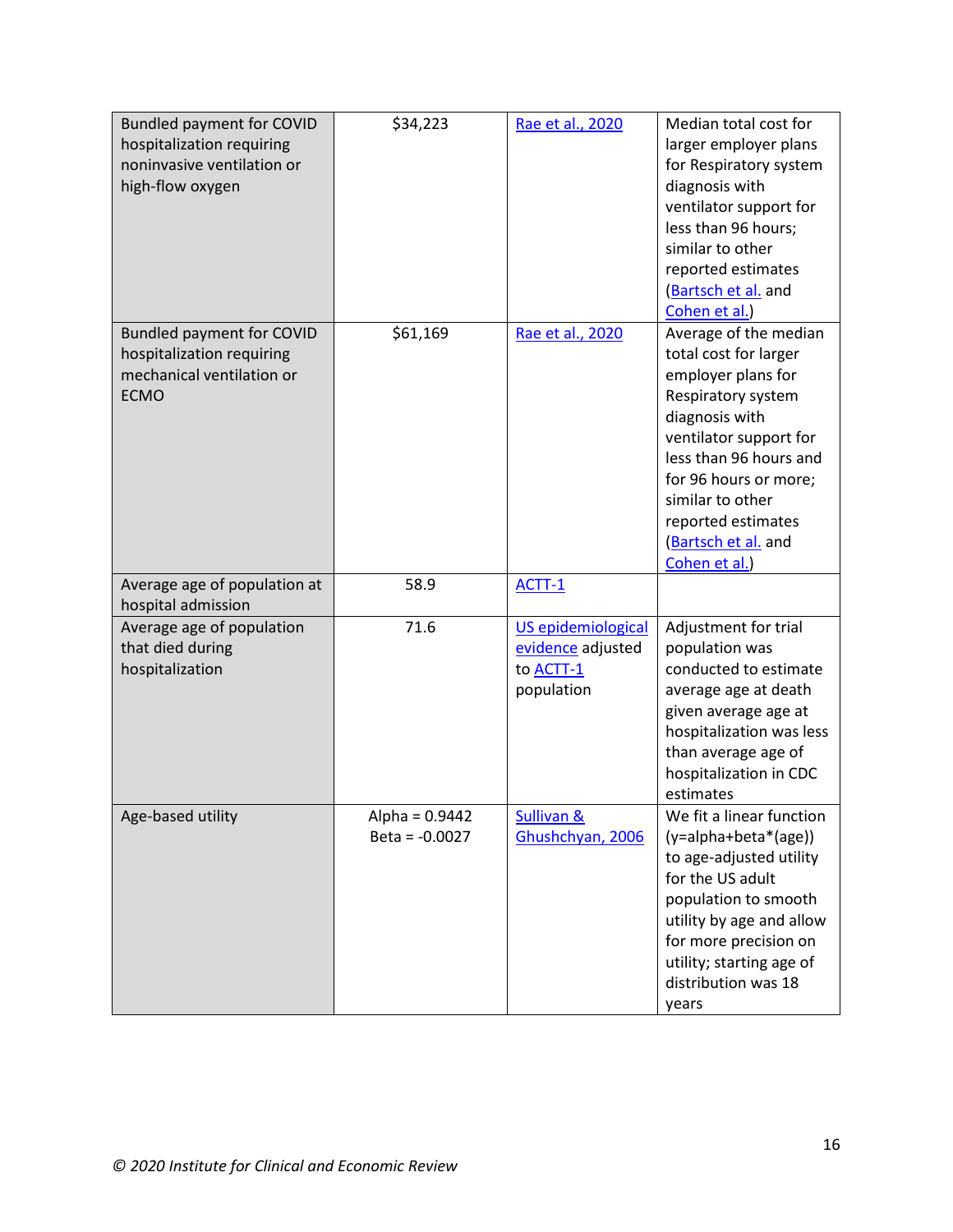| | | | |
|---|---|---|---|
| Bundled payment for COVID hospitalization requiring noninvasive ventilation or high-flow oxygen | $34,223 | Rae et al., 2020 | Median total cost for larger employer plans for Respiratory system diagnosis with ventilator support for less than 96 hours; similar to other reported estimates (Bartsch et al. and Cohen et al.) |
| Bundled payment for COVID hospitalization requiring mechanical ventilation or ECMO | $61,169 | Rae et al., 2020 | Average of the median total cost for larger employer plans for Respiratory system diagnosis with ventilator support for less than 96 hours and for 96 hours or more; similar to other reported estimates (Bartsch et al. and Cohen et al.) |
| Average age of population at hospital admission | 58.9 | ACTT-1 | |
| Average age of population that died during hospitalization | 71.6 | US epidemiological evidence adjusted to ACTT-1 population | Adjustment for trial population was conducted to estimate average age at death given average age at hospitalization was less than average age of hospitalization in CDC estimates |
| Age-based utility | Alpha = 0.9442<br>Beta = -0.0027 | Sullivan & Ghushchyan, 2006 | We fit a linear function (y=alpha+beta*(age)) to age-adjusted utility for the US adult population to smooth utility by age and allow for more precision on utility; starting age of distribution was 18 years |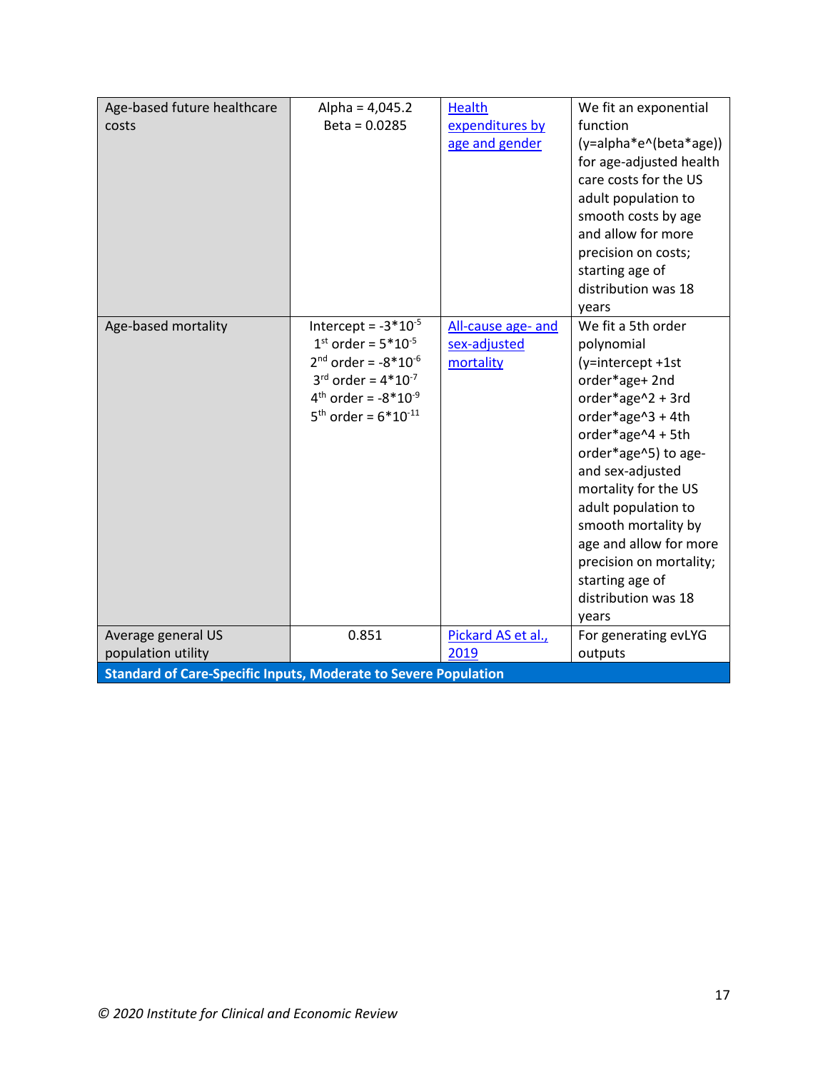| | | | |
|---|---|---|---|
| Age-based future healthcare costs | Alpha = 4,045.2<br>Beta = 0.0285 | Health expenditures by age and gender | We fit an exponential function (y=alpha*e^(beta*age)) for age-adjusted health care costs for the US adult population to smooth costs by age and allow for more precision on costs; starting age of distribution was 18 years |
| Age-based mortality | Intercept = $-3*10^{-5}$<br>1st order = $5*10^{-5}$<br>2nd order = $-8*10^{-6}$<br>3rd order = $4*10^{-7}$<br>4th order = $-8*10^{-9}$<br>5th order = $6*10^{-11}$ | All-cause age- and sex-adjusted mortality | We fit a 5th order polynomial (y=intercept +1st order*age+ 2nd order*age^2 + 3rd order*age^3 + 4th order*age^4 + 5th order*age^5) to age- and sex-adjusted mortality for the US adult population to smooth mortality by age and allow for more precision on mortality; starting age of distribution was 18 years |
| Average general US population utility | 0.851 | Pickard AS et al., 2019 | For generating evLYG outputs |
| **Standard of Care-Specific Inputs, Moderate to Severe Population** | | | |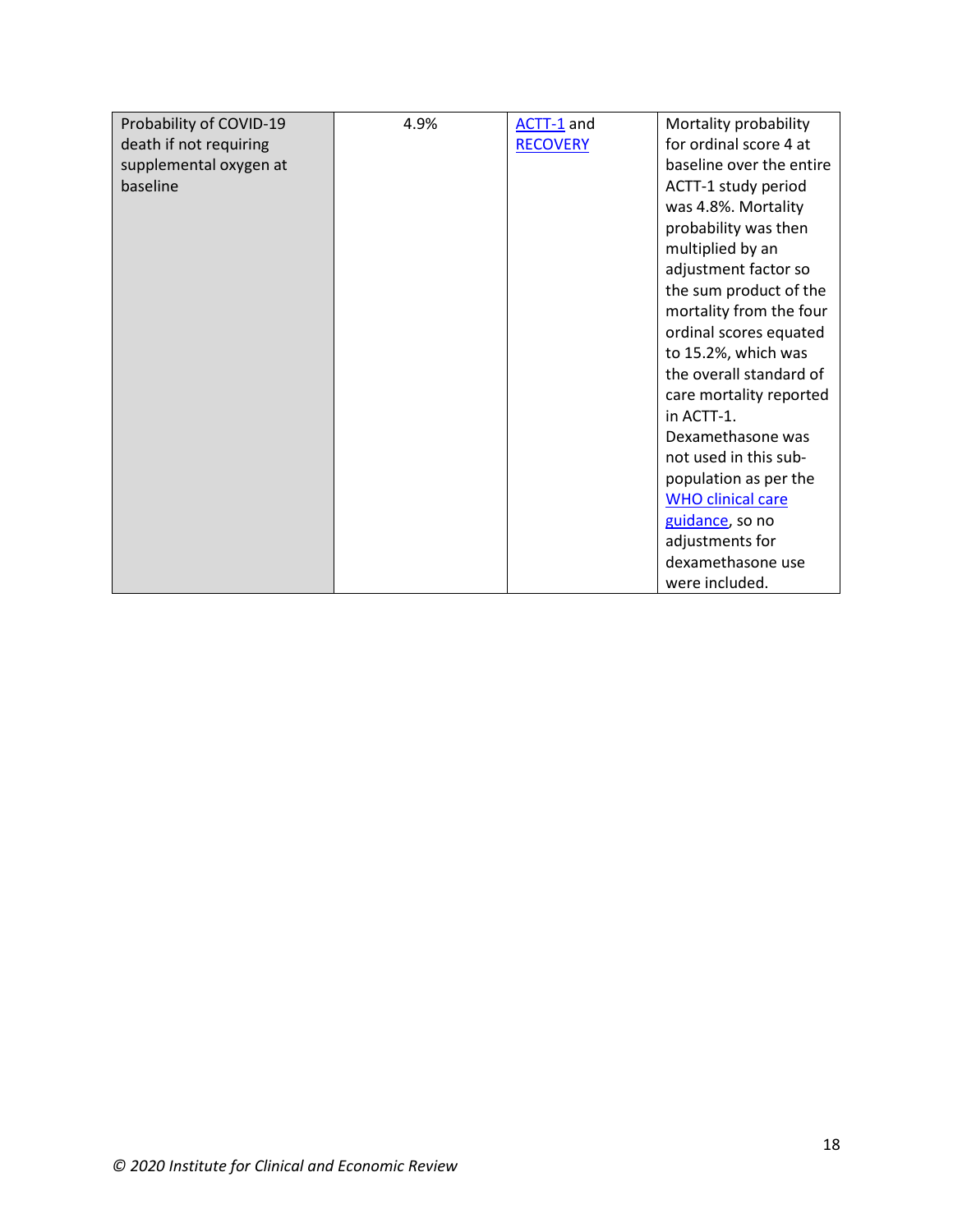| | | | |
|---|---|---|---|
| Probability of COVID-19 death if not requiring supplemental oxygen at baseline | 4.9% | [ACTT-1](#) and [RECOVERY](#) | Mortality probability for ordinal score 4 at baseline over the entire ACTT-1 study period was 4.8%. Mortality probability was then multiplied by an adjustment factor so the sum product of the mortality from the four ordinal scores equated to 15.2%, which was the overall standard of care mortality reported in ACTT-1. Dexamethasone was not used in this sub-population as per the [WHO clinical care guidance](#), so no adjustments for dexamethasone use were included. |

*© 2020 Institute for Clinical and Economic Review*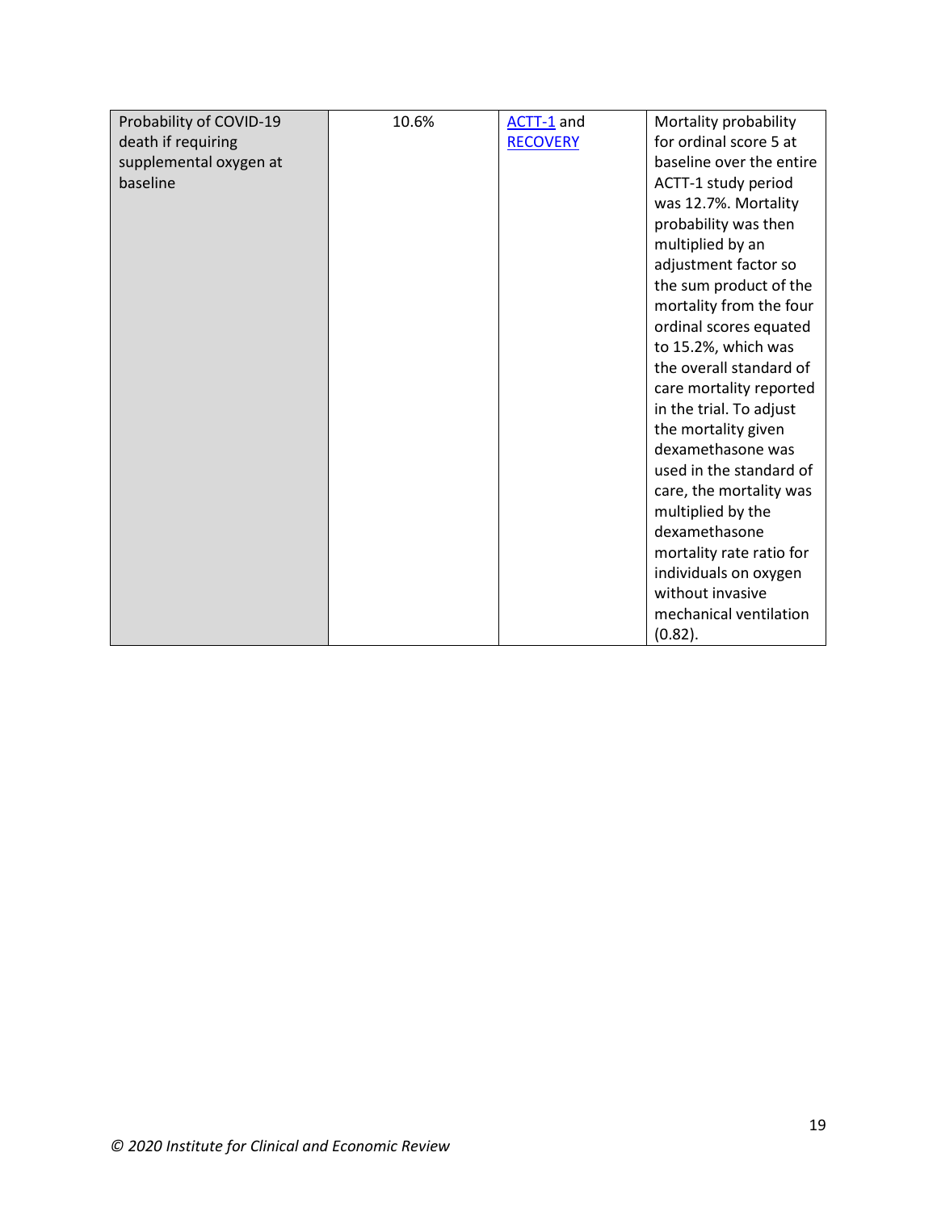| | | | |
|---|---|---|---|
| Probability of COVID-19 death if requiring supplemental oxygen at baseline | 10.6% | ACTT-1 and RECOVERY | Mortality probability for ordinal score 5 at baseline over the entire ACTT-1 study period was 12.7%. Mortality probability was then multiplied by an adjustment factor so the sum product of the mortality from the four ordinal scores equated to 15.2%, which was the overall standard of care mortality reported in the trial. To adjust the mortality given dexamethasone was used in the standard of care, the mortality was multiplied by the dexamethasone mortality rate ratio for individuals on oxygen without invasive mechanical ventilation (0.82). |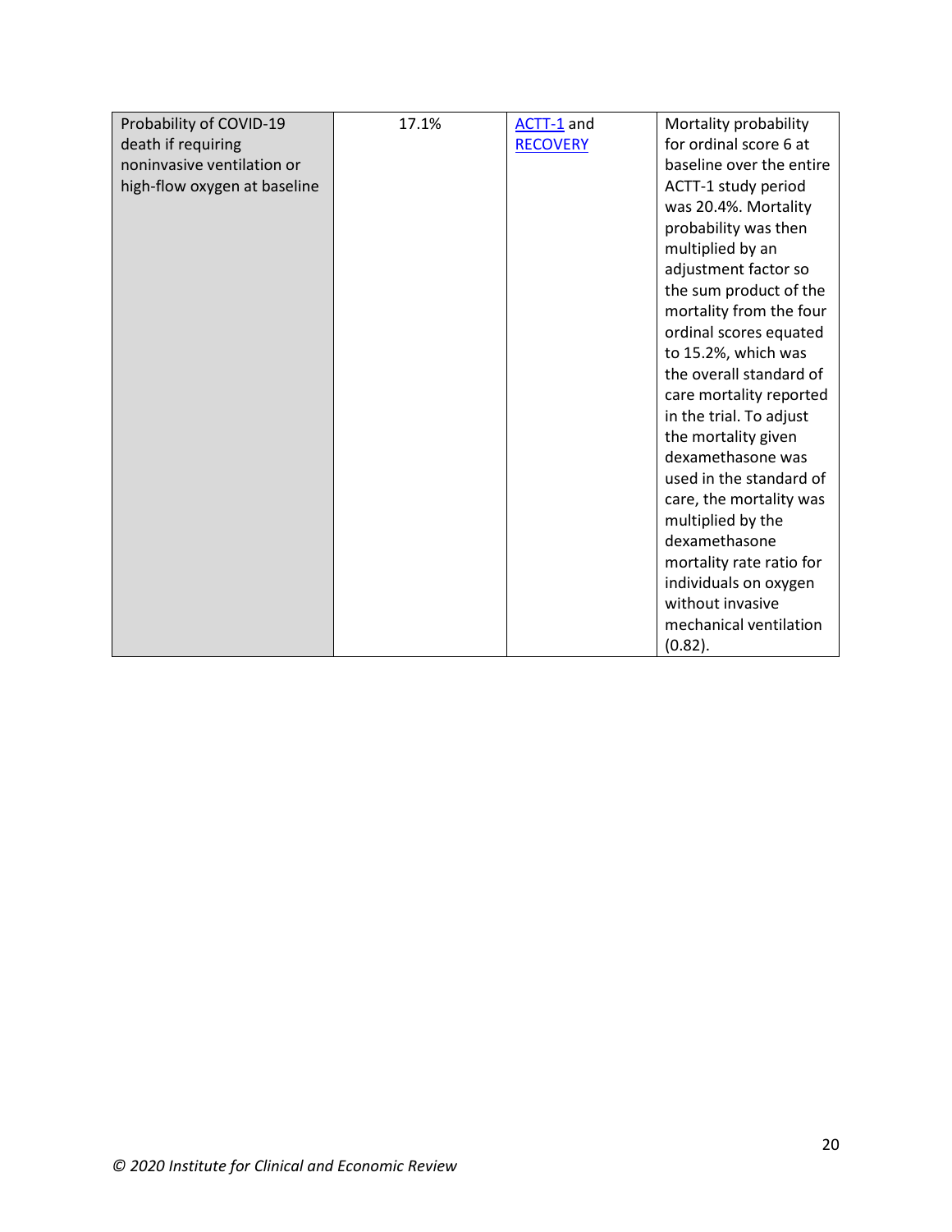| | | | |
|---|---|---|---|
| Probability of COVID-19 death if requiring noninvasive ventilation or high-flow oxygen at baseline | 17.1% | ACTT-1 and RECOVERY | Mortality probability for ordinal score 6 at baseline over the entire ACTT-1 study period was 20.4%. Mortality probability was then multiplied by an adjustment factor so the sum product of the mortality from the four ordinal scores equated to 15.2%, which was the overall standard of care mortality reported in the trial. To adjust the mortality given dexamethasone was used in the standard of care, the mortality was multiplied by the dexamethasone mortality rate ratio for individuals on oxygen without invasive mechanical ventilation (0.82). |

*© 2020 Institute for Clinical and Economic Review*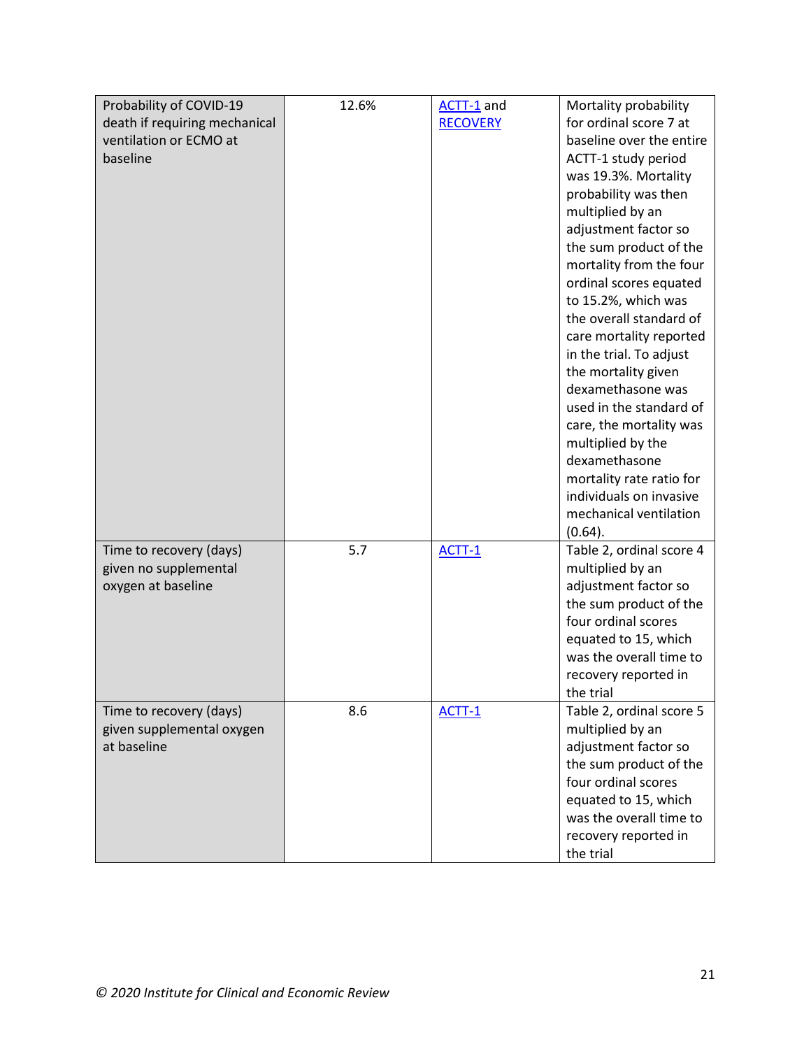| | | | |
|---|---|---|---|
| Probability of COVID-19 death if requiring mechanical ventilation or ECMO at baseline | 12.6% | ACTT-1 and RECOVERY | Mortality probability for ordinal score 7 at baseline over the entire ACTT-1 study period was 19.3%. Mortality probability was then multiplied by an adjustment factor so the sum product of the mortality from the four ordinal scores equated to 15.2%, which was the overall standard of care mortality reported in the trial. To adjust the mortality given dexamethasone was used in the standard of care, the mortality was multiplied by the dexamethasone mortality rate ratio for individuals on invasive mechanical ventilation (0.64). |
| Time to recovery (days) given no supplemental oxygen at baseline | 5.7 | ACTT-1 | Table 2, ordinal score 4 multiplied by an adjustment factor so the sum product of the four ordinal scores equated to 15, which was the overall time to recovery reported in the trial |
| Time to recovery (days) given supplemental oxygen at baseline | 8.6 | ACTT-1 | Table 2, ordinal score 5 multiplied by an adjustment factor so the sum product of the four ordinal scores equated to 15, which was the overall time to recovery reported in the trial |

*© 2020 Institute for Clinical and Economic Review*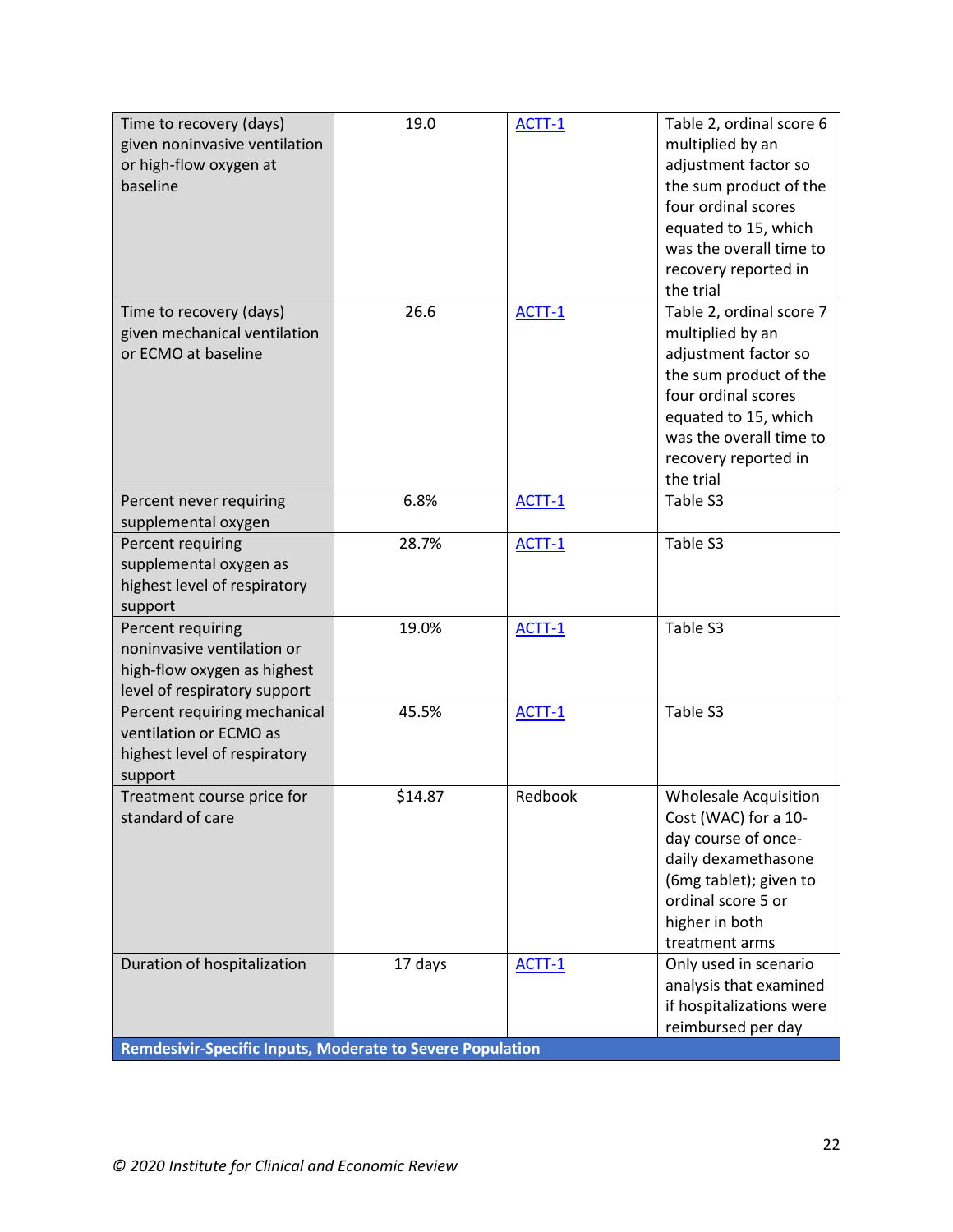| | | | |
|---|---|---|---|
| Time to recovery (days) given noninvasive ventilation or high-flow oxygen at baseline | 19.0 | ACTT-1 | Table 2, ordinal score 6 multiplied by an adjustment factor so the sum product of the four ordinal scores equated to 15, which was the overall time to recovery reported in the trial |
| Time to recovery (days) given mechanical ventilation or ECMO at baseline | 26.6 | ACTT-1 | Table 2, ordinal score 7 multiplied by an adjustment factor so the sum product of the four ordinal scores equated to 15, which was the overall time to recovery reported in the trial |
| Percent never requiring supplemental oxygen | 6.8% | ACTT-1 | Table S3 |
| Percent requiring supplemental oxygen as highest level of respiratory support | 28.7% | ACTT-1 | Table S3 |
| Percent requiring noninvasive ventilation or high-flow oxygen as highest level of respiratory support | 19.0% | ACTT-1 | Table S3 |
| Percent requiring mechanical ventilation or ECMO as highest level of respiratory support | 45.5% | ACTT-1 | Table S3 |
| Treatment course price for standard of care | $14.87 | Redbook | Wholesale Acquisition Cost (WAC) for a 10-day course of once-daily dexamethasone (6mg tablet); given to ordinal score 5 or higher in both treatment arms |
| Duration of hospitalization | 17 days | ACTT-1 | Only used in scenario analysis that examined if hospitalizations were reimbursed per day |
| **Remdesivir-Specific Inputs, Moderate to Severe Population** | | | |

*© 2020 Institute for Clinical and Economic Review*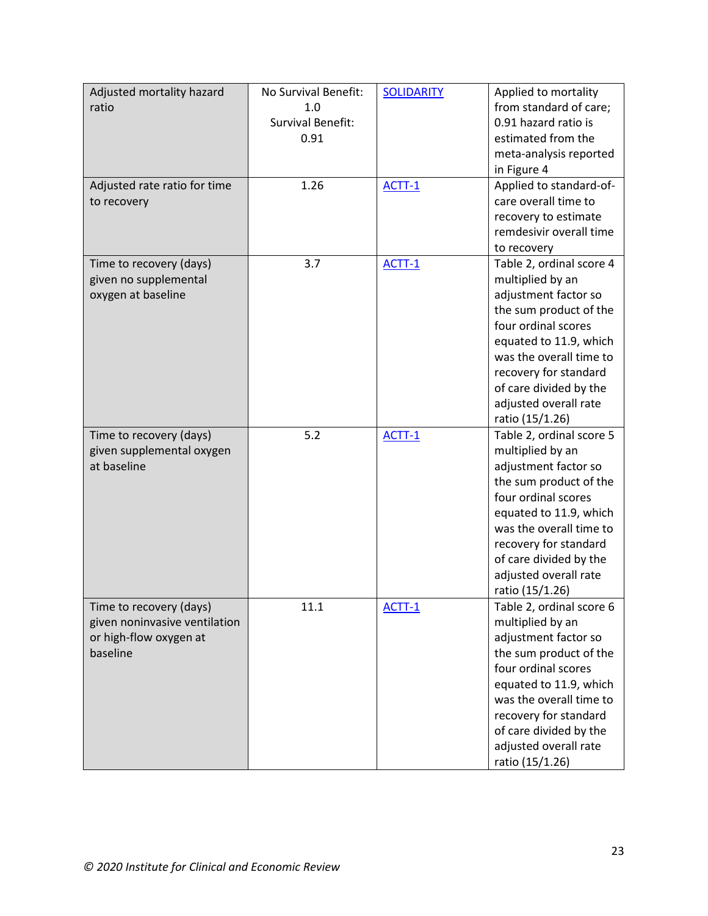| | | | |
|---|---|---|---|
| Adjusted mortality hazard ratio | No Survival Benefit: 1.0<br>Survival Benefit: 0.91 | SOLIDARITY | Applied to mortality from standard of care; 0.91 hazard ratio is estimated from the meta-analysis reported in Figure 4 |
| Adjusted rate ratio for time to recovery | 1.26 | ACTT-1 | Applied to standard-of-care overall time to recovery to estimate remdesivir overall time to recovery |
| Time to recovery (days) given no supplemental oxygen at baseline | 3.7 | ACTT-1 | Table 2, ordinal score 4 multiplied by an adjustment factor so the sum product of the four ordinal scores equated to 11.9, which was the overall time to recovery for standard of care divided by the adjusted overall rate ratio (15/1.26) |
| Time to recovery (days) given supplemental oxygen at baseline | 5.2 | ACTT-1 | Table 2, ordinal score 5 multiplied by an adjustment factor so the sum product of the four ordinal scores equated to 11.9, which was the overall time to recovery for standard of care divided by the adjusted overall rate ratio (15/1.26) |
| Time to recovery (days) given noninvasive ventilation or high-flow oxygen at baseline | 11.1 | ACTT-1 | Table 2, ordinal score 6 multiplied by an adjustment factor so the sum product of the four ordinal scores equated to 11.9, which was the overall time to recovery for standard of care divided by the adjusted overall rate ratio (15/1.26) |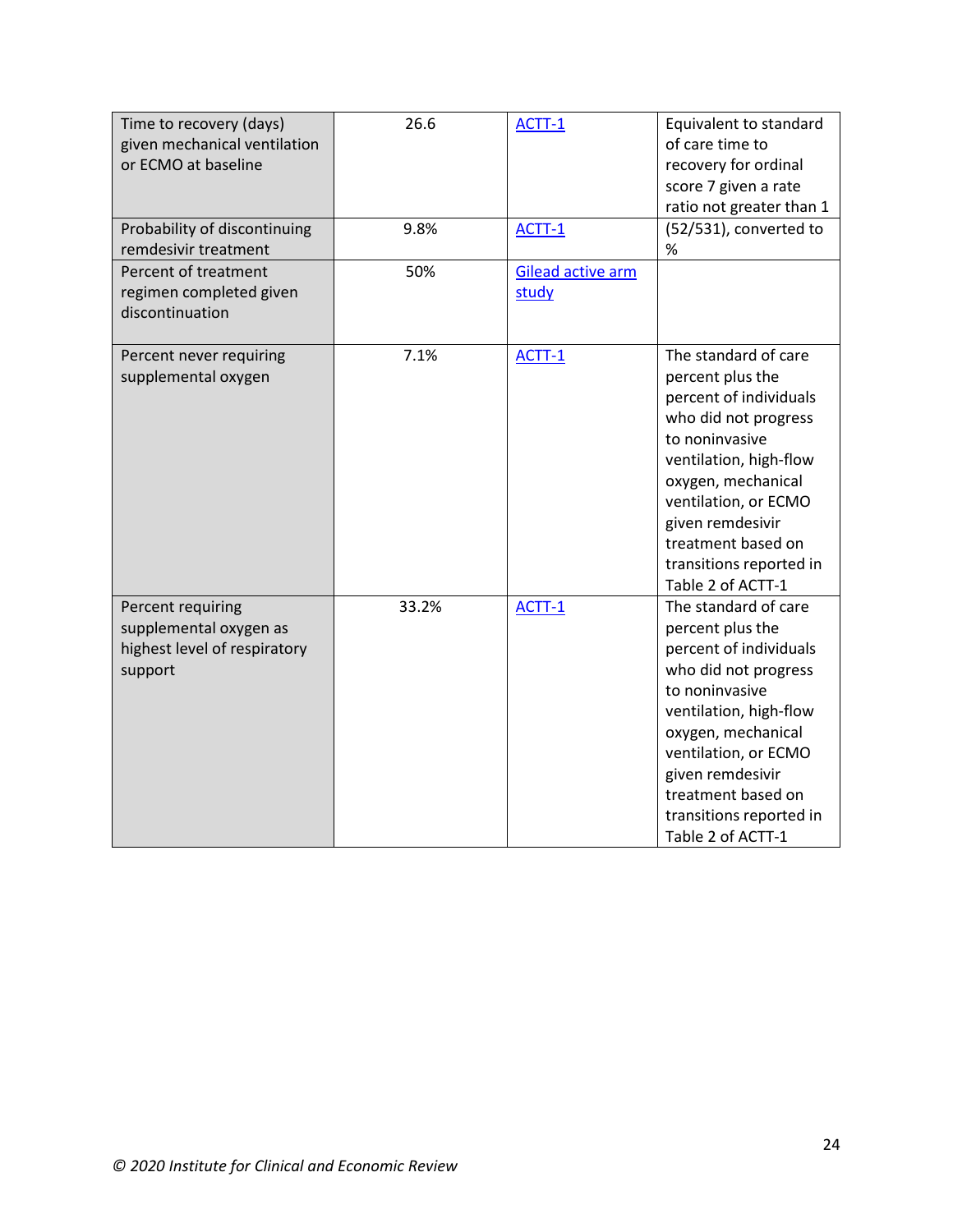| | | | |
|---|---|---|---|
| Time to recovery (days) given mechanical ventilation or ECMO at baseline | 26.6 | ACTT-1 | Equivalent to standard of care time to recovery for ordinal score 7 given a rate ratio not greater than 1 |
| Probability of discontinuing remdesivir treatment | 9.8% | ACTT-1 | (52/531), converted to % |
| Percent of treatment regimen completed given discontinuation | 50% | Gilead active arm study | |
| Percent never requiring supplemental oxygen | 7.1% | ACTT-1 | The standard of care percent plus the percent of individuals who did not progress to noninvasive ventilation, high-flow oxygen, mechanical ventilation, or ECMO given remdesivir treatment based on transitions reported in Table 2 of ACTT-1 |
| Percent requiring supplemental oxygen as highest level of respiratory support | 33.2% | ACTT-1 | The standard of care percent plus the percent of individuals who did not progress to noninvasive ventilation, high-flow oxygen, mechanical ventilation, or ECMO given remdesivir treatment based on transitions reported in Table 2 of ACTT-1 |

*© 2020 Institute for Clinical and Economic Review*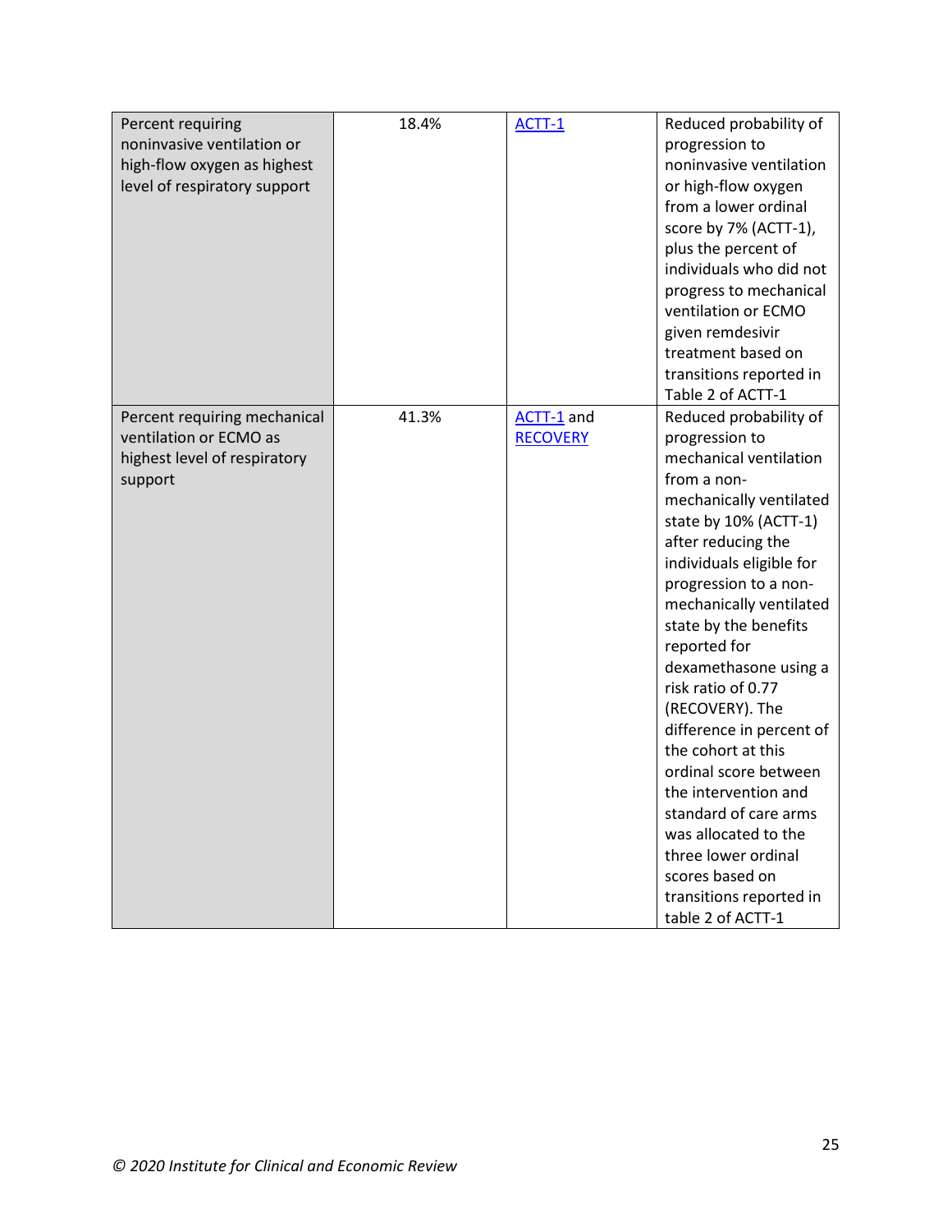| | | | |
|---|---|---|---|
| Percent requiring noninvasive ventilation or high-flow oxygen as highest level of respiratory support | 18.4% | ACTT-1 | Reduced probability of progression to noninvasive ventilation or high-flow oxygen from a lower ordinal score by 7% (ACTT-1), plus the percent of individuals who did not progress to mechanical ventilation or ECMO given remdesivir treatment based on transitions reported in Table 2 of ACTT-1 |
| Percent requiring mechanical ventilation or ECMO as highest level of respiratory support | 41.3% | ACTT-1 and RECOVERY | Reduced probability of progression to mechanical ventilation from a non-mechanically ventilated state by 10% (ACTT-1) after reducing the individuals eligible for progression to a non-mechanically ventilated state by the benefits reported for dexamethasone using a risk ratio of 0.77 (RECOVERY). The difference in percent of the cohort at this ordinal score between the intervention and standard of care arms was allocated to the three lower ordinal scores based on transitions reported in table 2 of ACTT-1 |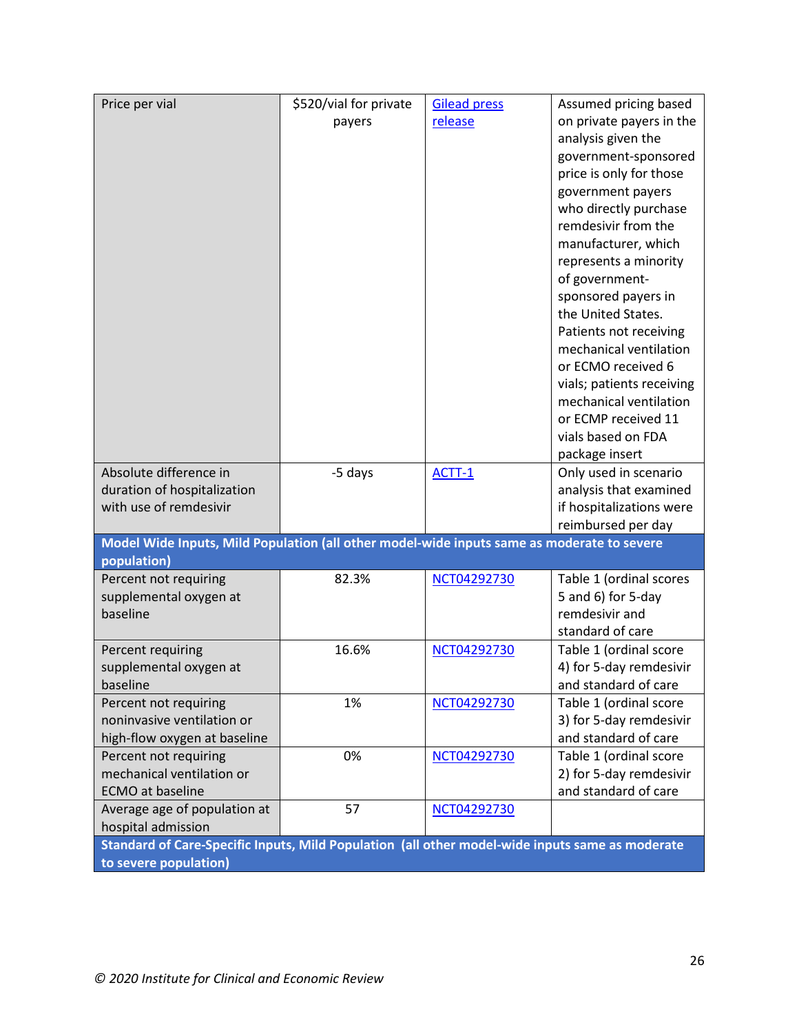| | | | |
|---|---|---|---|
| Price per vial | $520/vial for private payers | [Gilead press release] | Assumed pricing based on private payers in the analysis given the government-sponsored price is only for those government payers who directly purchase remdesivir from the manufacturer, which represents a minority of government-sponsored payers in the United States. Patients not receiving mechanical ventilation or ECMO received 6 vials; patients receiving mechanical ventilation or ECMP received 11 vials based on FDA package insert |
| Absolute difference in duration of hospitalization with use of remdesivir | -5 days | [ACTT-1] | Only used in scenario analysis that examined if hospitalizations were reimbursed per day |
| **Model Wide Inputs, Mild Population (all other model-wide inputs same as moderate to severe population)** | | | |
| Percent not requiring supplemental oxygen at baseline | 82.3% | [NCT04292730] | Table 1 (ordinal scores 5 and 6) for 5-day remdesivir and standard of care |
| Percent requiring supplemental oxygen at baseline | 16.6% | [NCT04292730] | Table 1 (ordinal score 4) for 5-day remdesivir and standard of care |
| Percent not requiring noninvasive ventilation or high-flow oxygen at baseline | 1% | [NCT04292730] | Table 1 (ordinal score 3) for 5-day remdesivir and standard of care |
| Percent not requiring mechanical ventilation or ECMO at baseline | 0% | [NCT04292730] | Table 1 (ordinal score 2) for 5-day remdesivir and standard of care |
| Average age of population at hospital admission | 57 | [NCT04292730] | |
| **Standard of Care-Specific Inputs, Mild Population (all other model-wide inputs same as moderate to severe population)** | | | |

*© 2020 Institute for Clinical and Economic Review*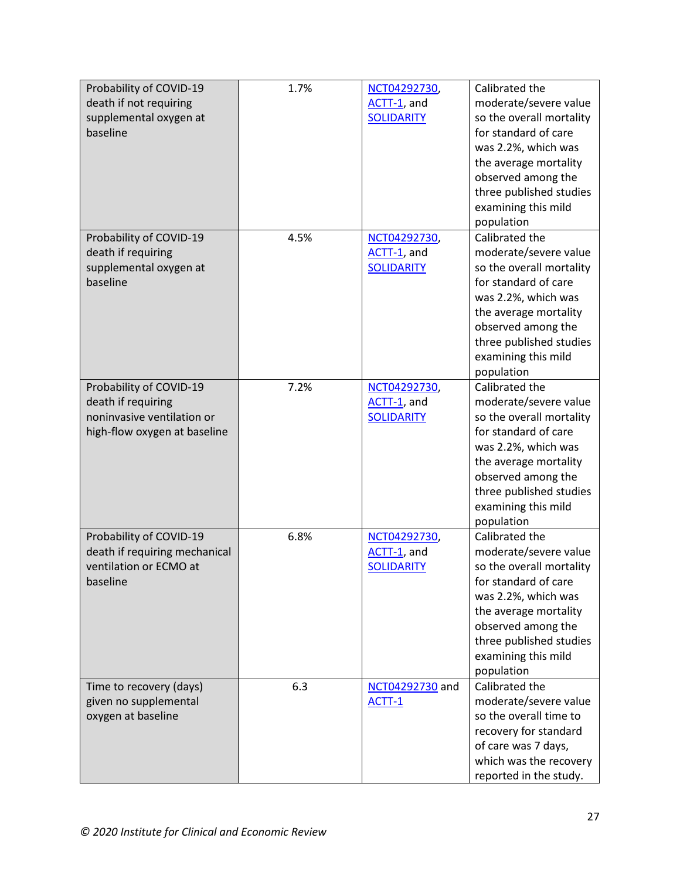| | | | |
|---|---|---|---|
| Probability of COVID-19 death if not requiring supplemental oxygen at baseline | 1.7% | NCT04292730, ACTT-1, and SOLIDARITY | Calibrated the moderate/severe value so the overall mortality for standard of care was 2.2%, which was the average mortality observed among the three published studies examining this mild population |
| Probability of COVID-19 death if requiring supplemental oxygen at baseline | 4.5% | NCT04292730, ACTT-1, and SOLIDARITY | Calibrated the moderate/severe value so the overall mortality for standard of care was 2.2%, which was the average mortality observed among the three published studies examining this mild population |
| Probability of COVID-19 death if requiring noninvasive ventilation or high-flow oxygen at baseline | 7.2% | NCT04292730, ACTT-1, and SOLIDARITY | Calibrated the moderate/severe value so the overall mortality for standard of care was 2.2%, which was the average mortality observed among the three published studies examining this mild population |
| Probability of COVID-19 death if requiring mechanical ventilation or ECMO at baseline | 6.8% | NCT04292730, ACTT-1, and SOLIDARITY | Calibrated the moderate/severe value so the overall mortality for standard of care was 2.2%, which was the average mortality observed among the three published studies examining this mild population |
| Time to recovery (days) given no supplemental oxygen at baseline | 6.3 | NCT04292730 and ACTT-1 | Calibrated the moderate/severe value so the overall time to recovery for standard of care was 7 days, which was the recovery reported in the study. |

*© 2020 Institute for Clinical and Economic Review*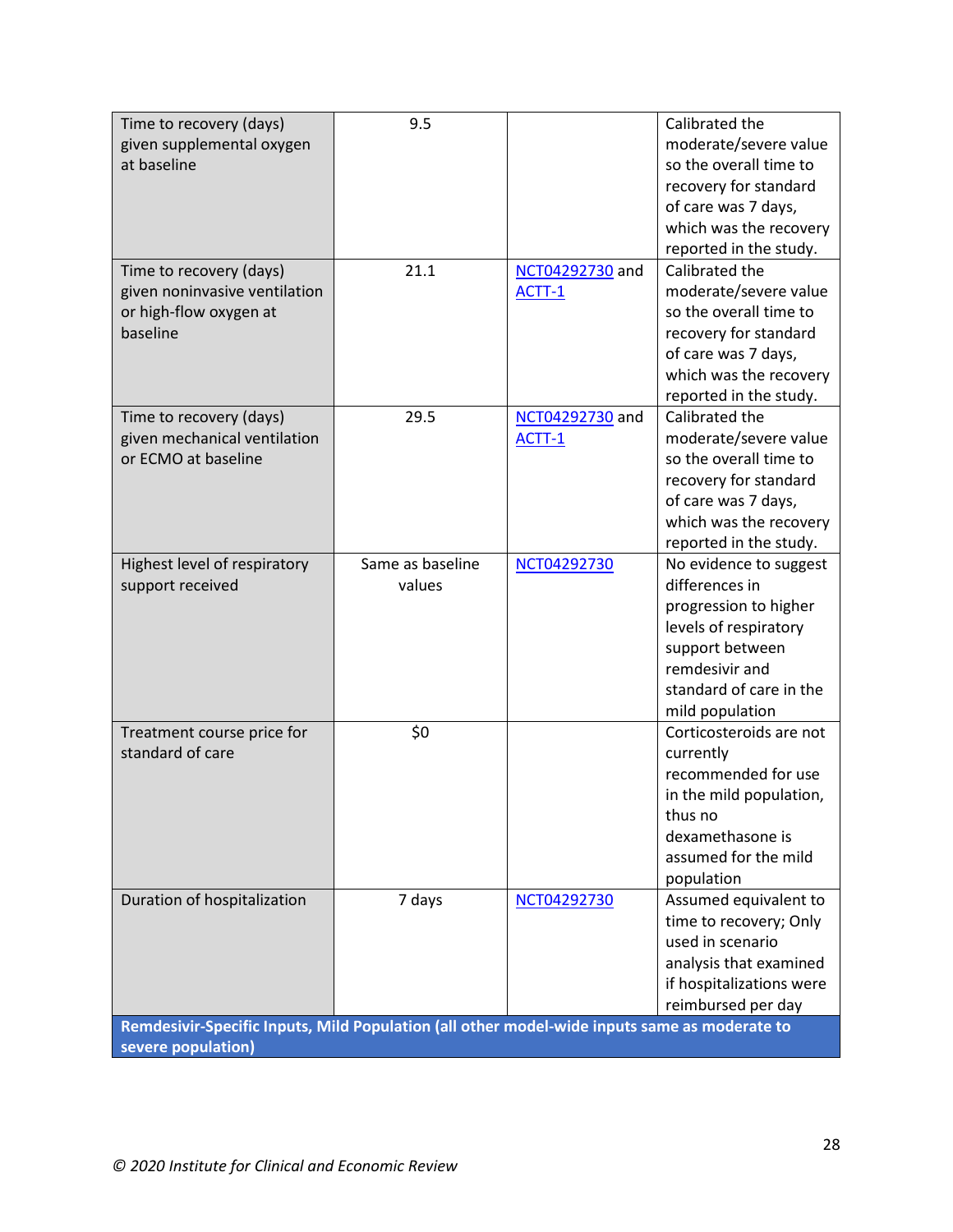| | | | |
|---|---|---|---|
| Time to recovery (days) given supplemental oxygen at baseline | 9.5 | | Calibrated the moderate/severe value so the overall time to recovery for standard of care was 7 days, which was the recovery reported in the study. |
| Time to recovery (days) given noninvasive ventilation or high-flow oxygen at baseline | 21.1 | NCT04292730 and ACTT-1 | Calibrated the moderate/severe value so the overall time to recovery for standard of care was 7 days, which was the recovery reported in the study. |
| Time to recovery (days) given mechanical ventilation or ECMO at baseline | 29.5 | NCT04292730 and ACTT-1 | Calibrated the moderate/severe value so the overall time to recovery for standard of care was 7 days, which was the recovery reported in the study. |
| Highest level of respiratory support received | Same as baseline values | NCT04292730 | No evidence to suggest differences in progression to higher levels of respiratory support between remdesivir and standard of care in the mild population |
| Treatment course price for standard of care | $0 | | Corticosteroids are not currently recommended for use in the mild population, thus no dexamethasone is assumed for the mild population |
| Duration of hospitalization | 7 days | NCT04292730 | Assumed equivalent to time to recovery; Only used in scenario analysis that examined if hospitalizations were reimbursed per day |
| **Remdesivir-Specific Inputs, Mild Population (all other model-wide inputs same as moderate to severe population)** | | | |

*© 2020 Institute for Clinical and Economic Review*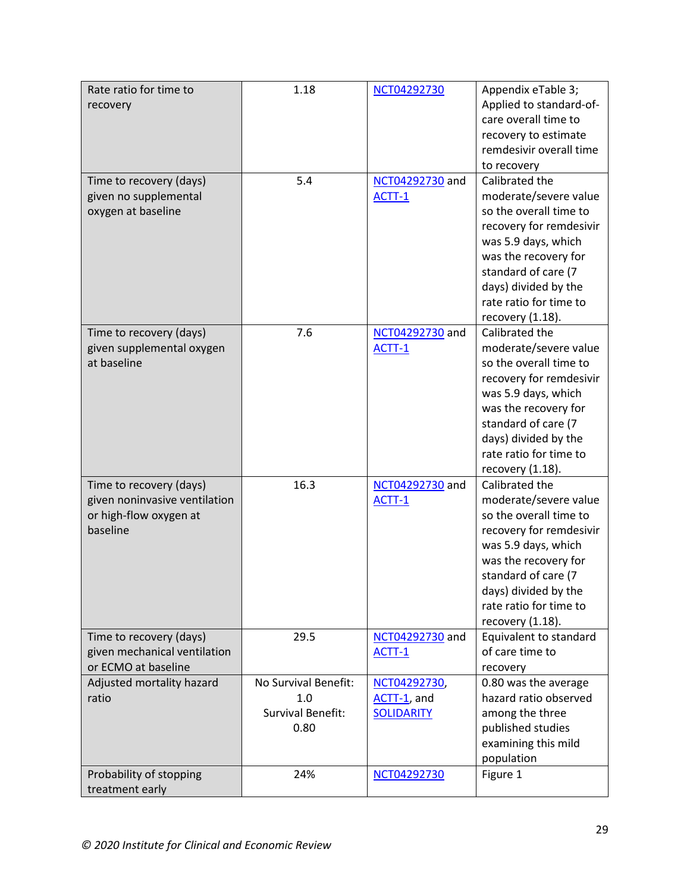| | | | |
|---|---|---|---|
| Rate ratio for time to recovery | 1.18 | NCT04292730 | Appendix eTable 3; Applied to standard-of-care overall time to recovery to estimate remdesivir overall time to recovery |
| Time to recovery (days) given no supplemental oxygen at baseline | 5.4 | NCT04292730 and ACTT-1 | Calibrated the moderate/severe value so the overall time to recovery for remdesivir was 5.9 days, which was the recovery for standard of care (7 days) divided by the rate ratio for time to recovery (1.18). |
| Time to recovery (days) given supplemental oxygen at baseline | 7.6 | NCT04292730 and ACTT-1 | Calibrated the moderate/severe value so the overall time to recovery for remdesivir was 5.9 days, which was the recovery for standard of care (7 days) divided by the rate ratio for time to recovery (1.18). |
| Time to recovery (days) given noninvasive ventilation or high-flow oxygen at baseline | 16.3 | NCT04292730 and ACTT-1 | Calibrated the moderate/severe value so the overall time to recovery for remdesivir was 5.9 days, which was the recovery for standard of care (7 days) divided by the rate ratio for time to recovery (1.18). |
| Time to recovery (days) given mechanical ventilation or ECMO at baseline | 29.5 | NCT04292730 and ACTT-1 | Equivalent to standard of care time to recovery |
| Adjusted mortality hazard ratio | No Survival Benefit: 1.0<br>Survival Benefit: 0.80 | NCT04292730, ACTT-1, and SOLIDARITY | 0.80 was the average hazard ratio observed among the three published studies examining this mild population |
| Probability of stopping treatment early | 24% | NCT04292730 | Figure 1 |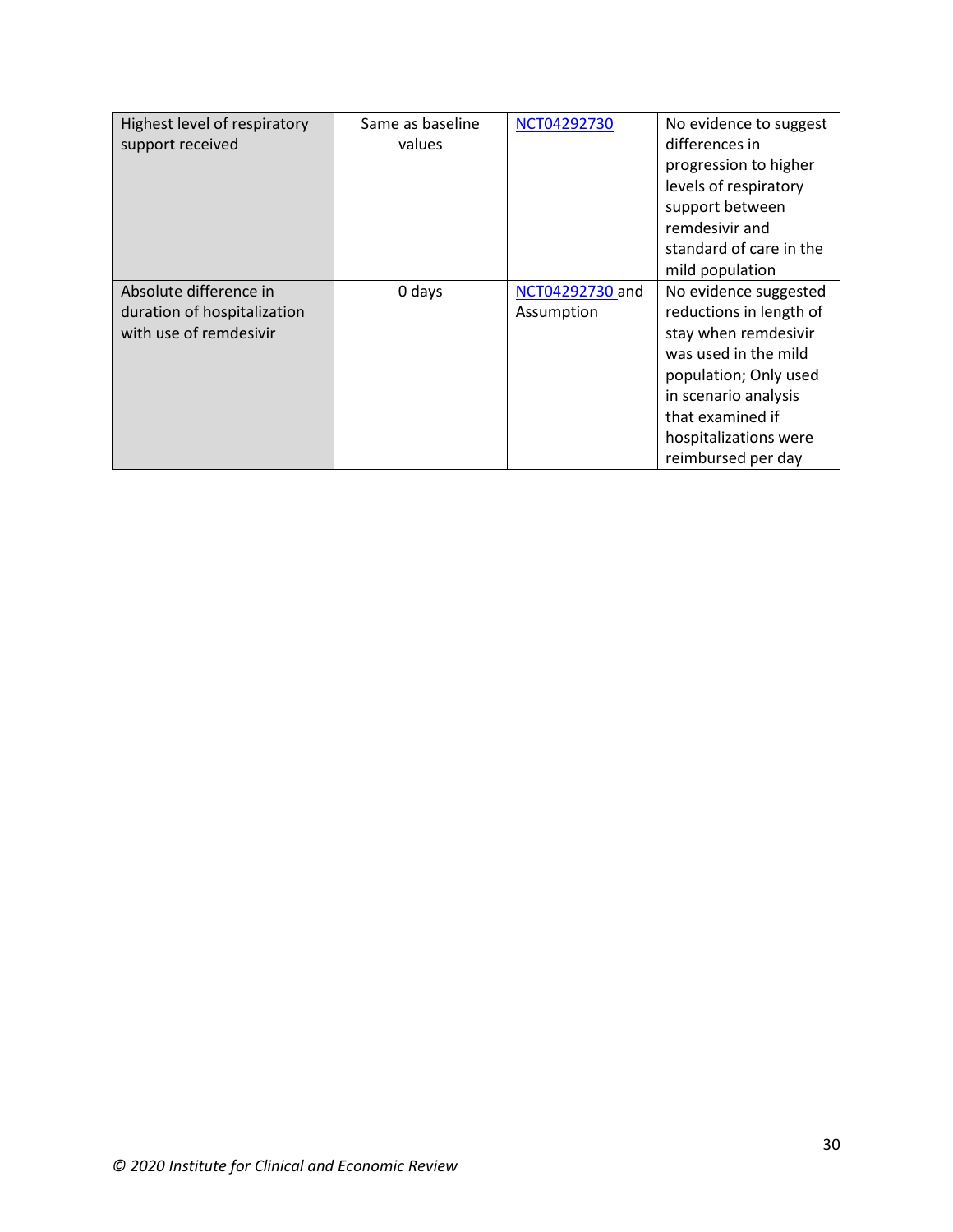| | | | |
|---|---|---|---|
| Highest level of respiratory support received | Same as baseline values | NCT04292730 | No evidence to suggest differences in progression to higher levels of respiratory support between remdesivir and standard of care in the mild population |
| Absolute difference in duration of hospitalization with use of remdesivir | 0 days | NCT04292730 and Assumption | No evidence suggested reductions in length of stay when remdesivir was used in the mild population; Only used in scenario analysis that examined if hospitalizations were reimbursed per day |